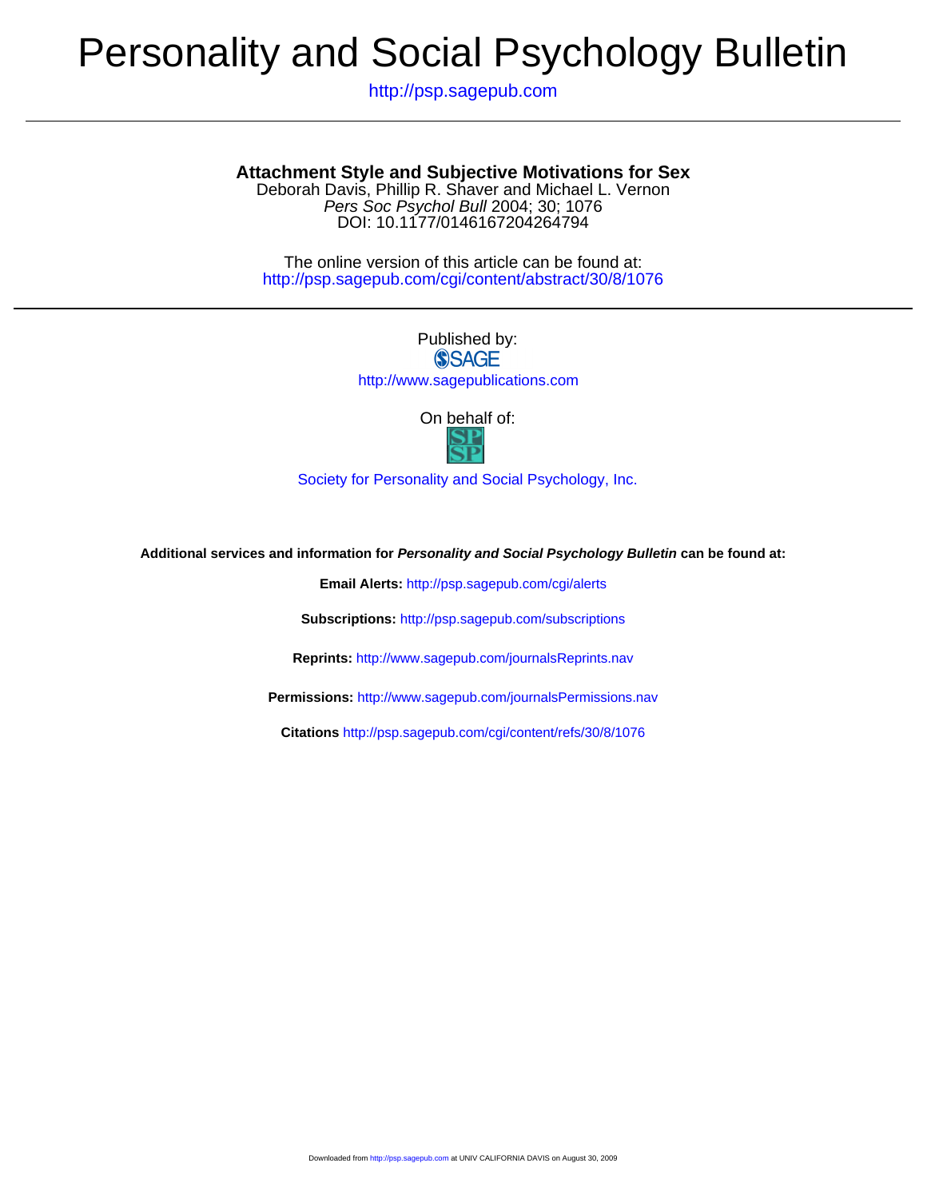# Personality and Social Psychology Bulletin

http://psp.sagepub.com

## Attachment Style and Subjective Motivations for Sex

Deborah Davis, Phillip R. Shaver and Michael L. Vernon

*Pers Soc Psychol Bull* 2004; 30; 1076

DOI: 10.1177/0146167204264794

The online version of this article can be found at:
http://psp.sagepub.com/cgi/content/abstract/30/8/1076

Published by:

SAGE

http://www.sagepublications.com

On behalf of:

Society for Personality and Social Psychology, Inc.

**Additional services and information for *Personality and Social Psychology Bulletin* can be found at:**

**Email Alerts:** http://psp.sagepub.com/cgi/alerts

**Subscriptions:** http://psp.sagepub.com/subscriptions

**Reprints:** http://www.sagepub.com/journalsReprints.nav

**Permissions:** http://www.sagepub.com/journalsPermissions.nav

**Citations** http://psp.sagepub.com/cgi/content/refs/30/8/1076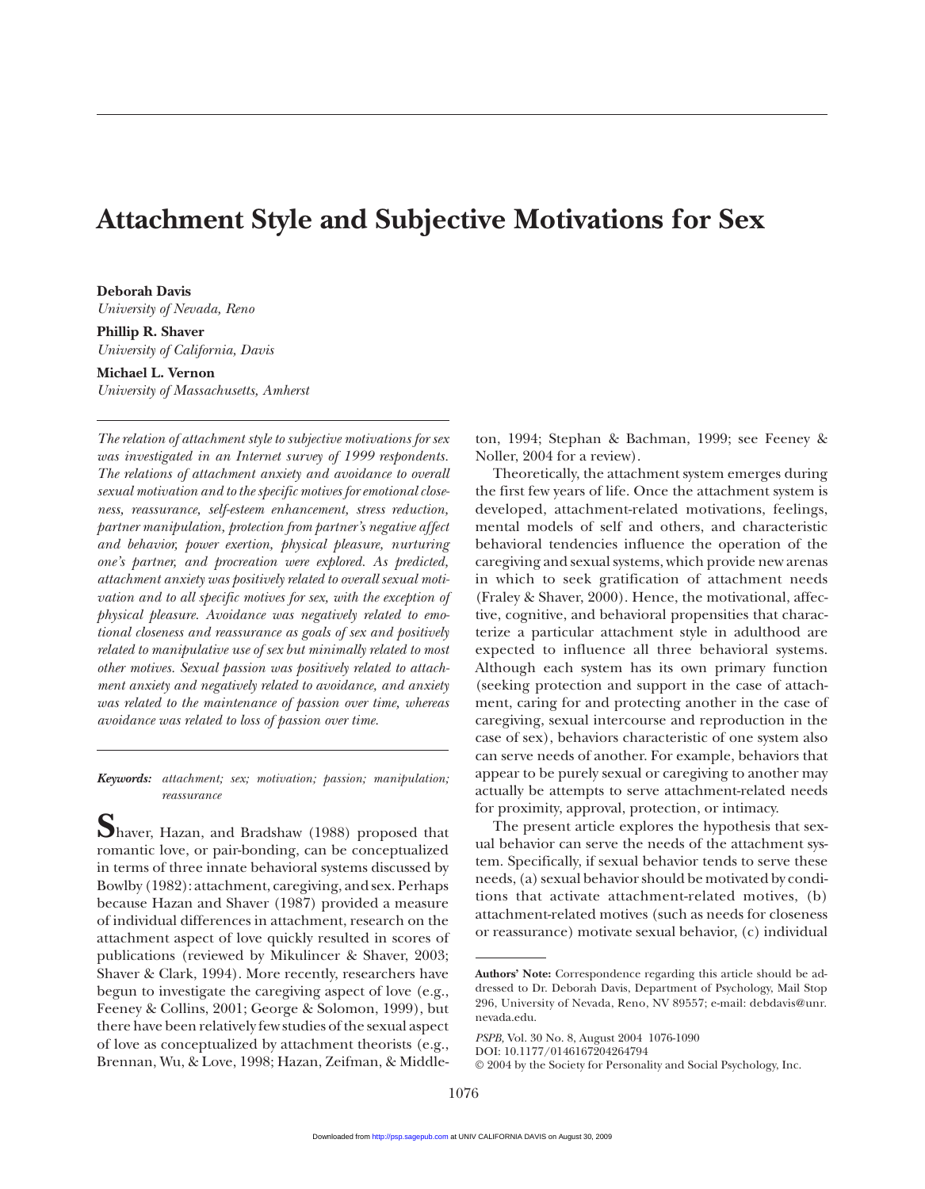# Attachment Style and Subjective Motivations for Sex

**Deborah Davis**
*University of Nevada, Reno*

**Phillip R. Shaver**
*University of California, Davis*

**Michael L. Vernon**
*University of Massachusetts, Amherst*

*The relation of attachment style to subjective motivations for sex was investigated in an Internet survey of 1999 respondents. The relations of attachment anxiety and avoidance to overall sexual motivation and to the specific motives for emotional closeness, reassurance, self-esteem enhancement, stress reduction, partner manipulation, protection from partner's negative affect and behavior, power exertion, physical pleasure, nurturing one's partner, and procreation were explored. As predicted, attachment anxiety was positively related to overall sexual motivation and to all specific motives for sex, with the exception of physical pleasure. Avoidance was negatively related to emotional closeness and reassurance as goals of sex and positively related to manipulative use of sex but minimally related to most other motives. Sexual passion was positively related to attachment anxiety and negatively related to avoidance, and anxiety was related to the maintenance of passion over time, whereas avoidance was related to loss of passion over time.*

***Keywords:*** *attachment; sex; motivation; passion; manipulation; reassurance*

Shaver, Hazan, and Bradshaw (1988) proposed that romantic love, or pair-bonding, can be conceptualized in terms of three innate behavioral systems discussed by Bowlby (1982): attachment, caregiving, and sex. Perhaps because Hazan and Shaver (1987) provided a measure of individual differences in attachment, research on the attachment aspect of love quickly resulted in scores of publications (reviewed by Mikulincer & Shaver, 2003; Shaver & Clark, 1994). More recently, researchers have begun to investigate the caregiving aspect of love (e.g., Feeney & Collins, 2001; George & Solomon, 1999), but there have been relatively few studies of the sexual aspect of love as conceptualized by attachment theorists (e.g., Brennan, Wu, & Love, 1998; Hazan, Zeifman, & Middleton, 1994; Stephan & Bachman, 1999; see Feeney & Noller, 2004 for a review).

Theoretically, the attachment system emerges during the first few years of life. Once the attachment system is developed, attachment-related motivations, feelings, mental models of self and others, and characteristic behavioral tendencies influence the operation of the caregiving and sexual systems, which provide new arenas in which to seek gratification of attachment needs (Fraley & Shaver, 2000). Hence, the motivational, affective, cognitive, and behavioral propensities that characterize a particular attachment style in adulthood are expected to influence all three behavioral systems. Although each system has its own primary function (seeking protection and support in the case of attachment, caring for and protecting another in the case of caregiving, sexual intercourse and reproduction in the case of sex), behaviors characteristic of one system also can serve needs of another. For example, behaviors that appear to be purely sexual or caregiving to another may actually be attempts to serve attachment-related needs for proximity, approval, protection, or intimacy.

The present article explores the hypothesis that sexual behavior can serve the needs of the attachment system. Specifically, if sexual behavior tends to serve these needs, (a) sexual behavior should be motivated by conditions that activate attachment-related motives, (b) attachment-related motives (such as needs for closeness or reassurance) motivate sexual behavior, (c) individual

**Authors' Note:** Correspondence regarding this article should be addressed to Dr. Deborah Davis, Department of Psychology, Mail Stop 296, University of Nevada, Reno, NV 89557; e-mail: debdavis@unr.nevada.edu.

*PSPB,* Vol. 30 No. 8, August 2004 1076-1090
DOI: 10.1177/0146167204264794
© 2004 by the Society for Personality and Social Psychology, Inc.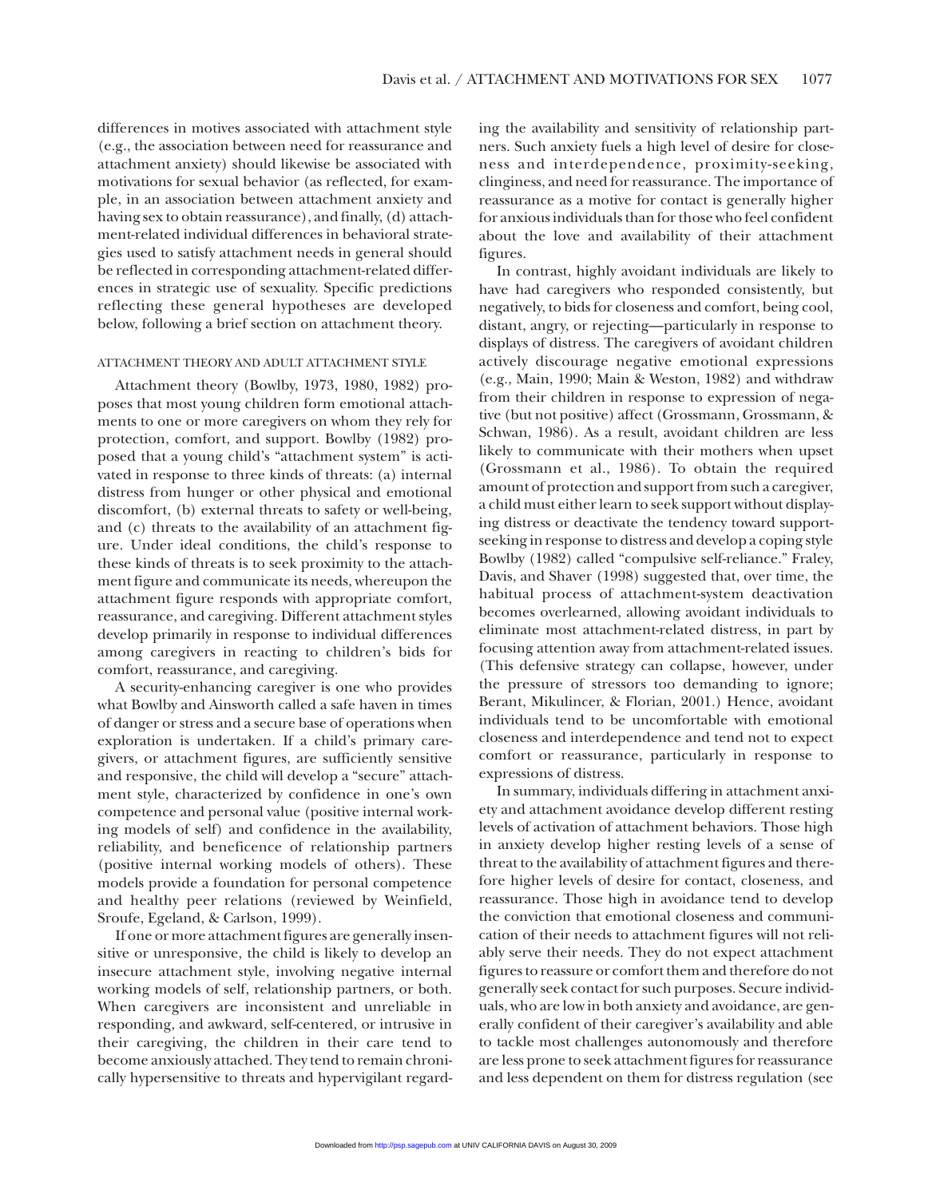differences in motives associated with attachment style (e.g., the association between need for reassurance and attachment anxiety) should likewise be associated with motivations for sexual behavior (as reflected, for example, in an association between attachment anxiety and having sex to obtain reassurance), and finally, (d) attachment-related individual differences in behavioral strategies used to satisfy attachment needs in general should be reflected in corresponding attachment-related differences in strategic use of sexuality. Specific predictions reflecting these general hypotheses are developed below, following a brief section on attachment theory.

## ATTACHMENT THEORY AND ADULT ATTACHMENT STYLE

Attachment theory (Bowlby, 1973, 1980, 1982) proposes that most young children form emotional attachments to one or more caregivers on whom they rely for protection, comfort, and support. Bowlby (1982) proposed that a young child's "attachment system" is activated in response to three kinds of threats: (a) internal distress from hunger or other physical and emotional discomfort, (b) external threats to safety or well-being, and (c) threats to the availability of an attachment figure. Under ideal conditions, the child's response to these kinds of threats is to seek proximity to the attachment figure and communicate its needs, whereupon the attachment figure responds with appropriate comfort, reassurance, and caregiving. Different attachment styles develop primarily in response to individual differences among caregivers in reacting to children's bids for comfort, reassurance, and caregiving.

A security-enhancing caregiver is one who provides what Bowlby and Ainsworth called a safe haven in times of danger or stress and a secure base of operations when exploration is undertaken. If a child's primary caregivers, or attachment figures, are sufficiently sensitive and responsive, the child will develop a "secure" attachment style, characterized by confidence in one's own competence and personal value (positive internal working models of self) and confidence in the availability, reliability, and beneficence of relationship partners (positive internal working models of others). These models provide a foundation for personal competence and healthy peer relations (reviewed by Weinfield, Sroufe, Egeland, & Carlson, 1999).

If one or more attachment figures are generally insensitive or unresponsive, the child is likely to develop an insecure attachment style, involving negative internal working models of self, relationship partners, or both. When caregivers are inconsistent and unreliable in responding, and awkward, self-centered, or intrusive in their caregiving, the children in their care tend to become anxiously attached. They tend to remain chronically hypersensitive to threats and hypervigilant regarding the availability and sensitivity of relationship partners. Such anxiety fuels a high level of desire for closeness and interdependence, proximity-seeking, clinginess, and need for reassurance. The importance of reassurance as a motive for contact is generally higher for anxious individuals than for those who feel confident about the love and availability of their attachment figures.

In contrast, highly avoidant individuals are likely to have had caregivers who responded consistently, but negatively, to bids for closeness and comfort, being cool, distant, angry, or rejecting—particularly in response to displays of distress. The caregivers of avoidant children actively discourage negative emotional expressions (e.g., Main, 1990; Main & Weston, 1982) and withdraw from their children in response to expression of negative (but not positive) affect (Grossmann, Grossmann, & Schwan, 1986). As a result, avoidant children are less likely to communicate with their mothers when upset (Grossmann et al., 1986). To obtain the required amount of protection and support from such a caregiver, a child must either learn to seek support without displaying distress or deactivate the tendency toward support-seeking in response to distress and develop a coping style Bowlby (1982) called "compulsive self-reliance." Fraley, Davis, and Shaver (1998) suggested that, over time, the habitual process of attachment-system deactivation becomes overlearned, allowing avoidant individuals to eliminate most attachment-related distress, in part by focusing attention away from attachment-related issues. (This defensive strategy can collapse, however, under the pressure of stressors too demanding to ignore; Berant, Mikulincer, & Florian, 2001.) Hence, avoidant individuals tend to be uncomfortable with emotional closeness and interdependence and tend not to expect comfort or reassurance, particularly in response to expressions of distress.

In summary, individuals differing in attachment anxiety and attachment avoidance develop different resting levels of activation of attachment behaviors. Those high in anxiety develop higher resting levels of a sense of threat to the availability of attachment figures and therefore higher levels of desire for contact, closeness, and reassurance. Those high in avoidance tend to develop the conviction that emotional closeness and communication of their needs to attachment figures will not reliably serve their needs. They do not expect attachment figures to reassure or comfort them and therefore do not generally seek contact for such purposes. Secure individuals, who are low in both anxiety and avoidance, are generally confident of their caregiver's availability and able to tackle most challenges autonomously and therefore are less prone to seek attachment figures for reassurance and less dependent on them for distress regulation (see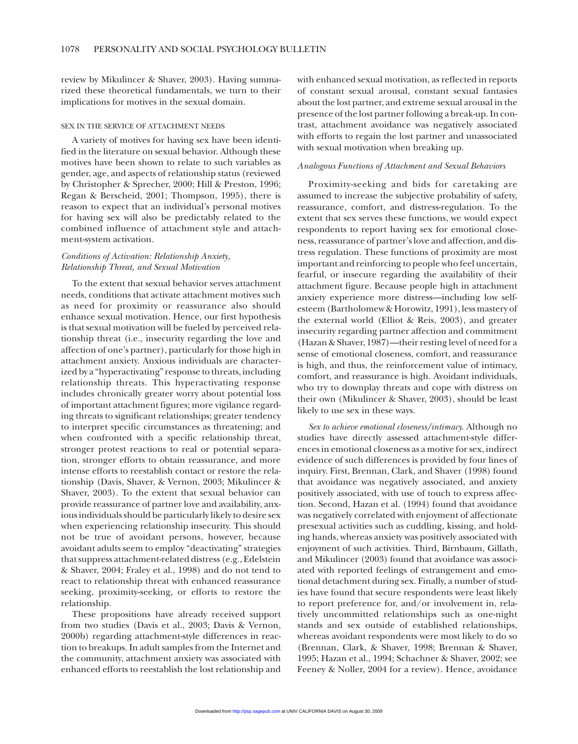review by Mikulincer & Shaver, 2003). Having summarized these theoretical fundamentals, we turn to their implications for motives in the sexual domain.

## SEX IN THE SERVICE OF ATTACHMENT NEEDS

A variety of motives for having sex have been identified in the literature on sexual behavior. Although these motives have been shown to relate to such variables as gender, age, and aspects of relationship status (reviewed by Christopher & Sprecher, 2000; Hill & Preston, 1996; Regan & Berscheid, 2001; Thompson, 1995), there is reason to expect that an individual's personal motives for having sex will also be predictably related to the combined influence of attachment style and attachment-system activation.

### *Conditions of Activation: Relationship Anxiety, Relationship Threat, and Sexual Motivation*

To the extent that sexual behavior serves attachment needs, conditions that activate attachment motives such as need for proximity or reassurance also should enhance sexual motivation. Hence, our first hypothesis is that sexual motivation will be fueled by perceived relationship threat (i.e., insecurity regarding the love and affection of one's partner), particularly for those high in attachment anxiety. Anxious individuals are characterized by a "hyperactivating" response to threats, including relationship threats. This hyperactivating response includes chronically greater worry about potential loss of important attachment figures; more vigilance regarding threats to significant relationships; greater tendency to interpret specific circumstances as threatening; and when confronted with a specific relationship threat, stronger protest reactions to real or potential separation, stronger efforts to obtain reassurance, and more intense efforts to reestablish contact or restore the relationship (Davis, Shaver, & Vernon, 2003; Mikulincer & Shaver, 2003). To the extent that sexual behavior can provide reassurance of partner love and availability, anxious individuals should be particularly likely to desire sex when experiencing relationship insecurity. This should not be true of avoidant persons, however, because avoidant adults seem to employ "deactivating" strategies that suppress attachment-related distress (e.g., Edelstein & Shaver, 2004; Fraley et al., 1998) and do not tend to react to relationship threat with enhanced reassurance seeking, proximity-seeking, or efforts to restore the relationship.

These propositions have already received support from two studies (Davis et al., 2003; Davis & Vernon, 2000b) regarding attachment-style differences in reaction to breakups. In adult samples from the Internet and the community, attachment anxiety was associated with enhanced efforts to reestablish the lost relationship and with enhanced sexual motivation, as reflected in reports of constant sexual arousal, constant sexual fantasies about the lost partner, and extreme sexual arousal in the presence of the lost partner following a break-up. In contrast, attachment avoidance was negatively associated with efforts to regain the lost partner and unassociated with sexual motivation when breaking up.

### *Analogous Functions of Attachment and Sexual Behaviors*

Proximity-seeking and bids for caretaking are assumed to increase the subjective probability of safety, reassurance, comfort, and distress-regulation. To the extent that sex serves these functions, we would expect respondents to report having sex for emotional closeness, reassurance of partner's love and affection, and distress regulation. These functions of proximity are most important and reinforcing to people who feel uncertain, fearful, or insecure regarding the availability of their attachment figure. Because people high in attachment anxiety experience more distress—including low self-esteem (Bartholomew & Horowitz, 1991), less mastery of the external world (Elliot & Reis, 2003), and greater insecurity regarding partner affection and commitment (Hazan & Shaver, 1987)—their resting level of need for a sense of emotional closeness, comfort, and reassurance is high, and thus, the reinforcement value of intimacy, comfort, and reassurance is high. Avoidant individuals, who try to downplay threats and cope with distress on their own (Mikulincer & Shaver, 2003), should be least likely to use sex in these ways.

*Sex to achieve emotional closeness/intimacy.* Although no studies have directly assessed attachment-style differences in emotional closeness as a motive for sex, indirect evidence of such differences is provided by four lines of inquiry. First, Brennan, Clark, and Shaver (1998) found that avoidance was negatively associated, and anxiety positively associated, with use of touch to express affection. Second, Hazan et al. (1994) found that avoidance was negatively correlated with enjoyment of affectionate presexual activities such as cuddling, kissing, and holding hands, whereas anxiety was positively associated with enjoyment of such activities. Third, Birnbaum, Gillath, and Mikulincer (2003) found that avoidance was associated with reported feelings of estrangement and emotional detachment during sex. Finally, a number of studies have found that secure respondents were least likely to report preference for, and/or involvement in, relatively uncommitted relationships such as one-night stands and sex outside of established relationships, whereas avoidant respondents were most likely to do so (Brennan, Clark, & Shaver, 1998; Brennan & Shaver, 1995; Hazan et al., 1994; Schachner & Shaver, 2002; see Feeney & Noller, 2004 for a review). Hence, avoidance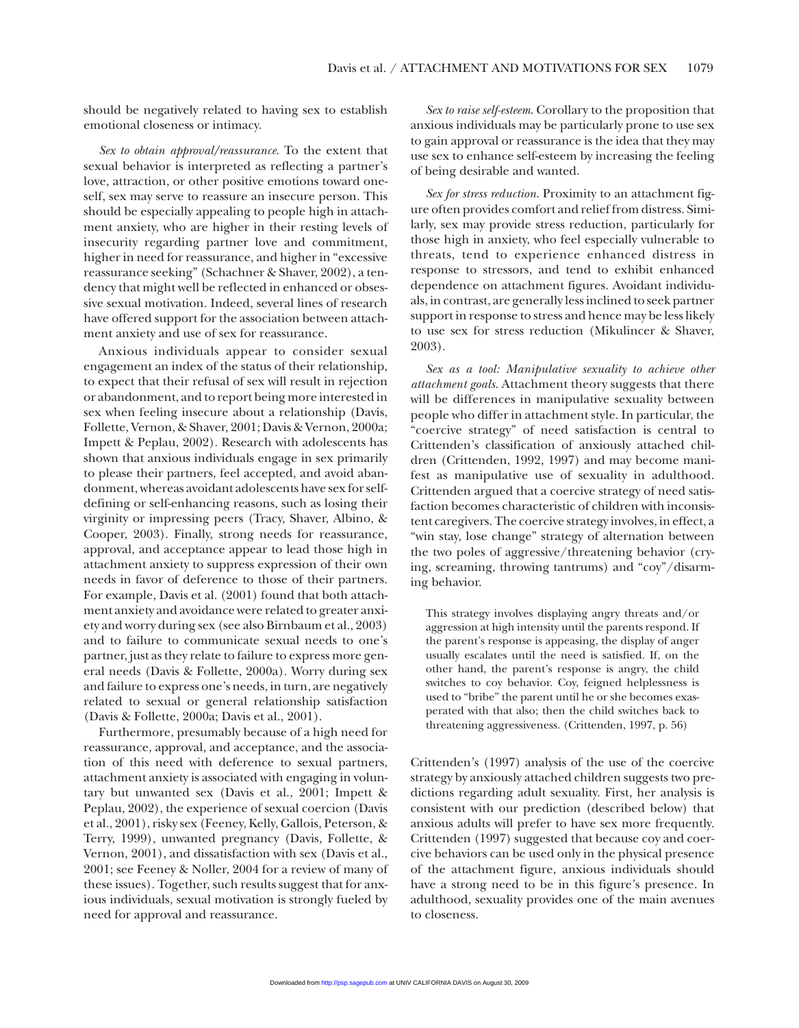should be negatively related to having sex to establish emotional closeness or intimacy.

*Sex to obtain approval/reassurance.* To the extent that sexual behavior is interpreted as reflecting a partner's love, attraction, or other positive emotions toward oneself, sex may serve to reassure an insecure person. This should be especially appealing to people high in attachment anxiety, who are higher in their resting levels of insecurity regarding partner love and commitment, higher in need for reassurance, and higher in "excessive reassurance seeking" (Schachner & Shaver, 2002), a tendency that might well be reflected in enhanced or obsessive sexual motivation. Indeed, several lines of research have offered support for the association between attachment anxiety and use of sex for reassurance.

Anxious individuals appear to consider sexual engagement an index of the status of their relationship, to expect that their refusal of sex will result in rejection or abandonment, and to report being more interested in sex when feeling insecure about a relationship (Davis, Follette, Vernon, & Shaver, 2001; Davis & Vernon, 2000a; Impett & Peplau, 2002). Research with adolescents has shown that anxious individuals engage in sex primarily to please their partners, feel accepted, and avoid abandonment, whereas avoidant adolescents have sex for self-defining or self-enhancing reasons, such as losing their virginity or impressing peers (Tracy, Shaver, Albino, & Cooper, 2003). Finally, strong needs for reassurance, approval, and acceptance appear to lead those high in attachment anxiety to suppress expression of their own needs in favor of deference to those of their partners. For example, Davis et al. (2001) found that both attachment anxiety and avoidance were related to greater anxiety and worry during sex (see also Birnbaum et al., 2003) and to failure to communicate sexual needs to one's partner, just as they relate to failure to express more general needs (Davis & Follette, 2000a). Worry during sex and failure to express one's needs, in turn, are negatively related to sexual or general relationship satisfaction (Davis & Follette, 2000a; Davis et al., 2001).

Furthermore, presumably because of a high need for reassurance, approval, and acceptance, and the association of this need with deference to sexual partners, attachment anxiety is associated with engaging in voluntary but unwanted sex (Davis et al., 2001; Impett & Peplau, 2002), the experience of sexual coercion (Davis et al., 2001), risky sex (Feeney, Kelly, Gallois, Peterson, & Terry, 1999), unwanted pregnancy (Davis, Follette, & Vernon, 2001), and dissatisfaction with sex (Davis et al., 2001; see Feeney & Noller, 2004 for a review of many of these issues). Together, such results suggest that for anxious individuals, sexual motivation is strongly fueled by need for approval and reassurance.

*Sex to raise self-esteem.* Corollary to the proposition that anxious individuals may be particularly prone to use sex to gain approval or reassurance is the idea that they may use sex to enhance self-esteem by increasing the feeling of being desirable and wanted.

*Sex for stress reduction.* Proximity to an attachment figure often provides comfort and relief from distress. Similarly, sex may provide stress reduction, particularly for those high in anxiety, who feel especially vulnerable to threats, tend to experience enhanced distress in response to stressors, and tend to exhibit enhanced dependence on attachment figures. Avoidant individuals, in contrast, are generally less inclined to seek partner support in response to stress and hence may be less likely to use sex for stress reduction (Mikulincer & Shaver, 2003).

*Sex as a tool: Manipulative sexuality to achieve other attachment goals.* Attachment theory suggests that there will be differences in manipulative sexuality between people who differ in attachment style. In particular, the "coercive strategy" of need satisfaction is central to Crittenden's classification of anxiously attached children (Crittenden, 1992, 1997) and may become manifest as manipulative use of sexuality in adulthood. Crittenden argued that a coercive strategy of need satisfaction becomes characteristic of children with inconsistent caregivers. The coercive strategy involves, in effect, a "win stay, lose change" strategy of alternation between the two poles of aggressive/threatening behavior (crying, screaming, throwing tantrums) and "coy"/disarming behavior.

> This strategy involves displaying angry threats and/or aggression at high intensity until the parents respond. If the parent's response is appeasing, the display of anger usually escalates until the need is satisfied. If, on the other hand, the parent's response is angry, the child switches to coy behavior. Coy, feigned helplessness is used to "bribe" the parent until he or she becomes exasperated with that also; then the child switches back to threatening aggressiveness. (Crittenden, 1997, p. 56)

Crittenden's (1997) analysis of the use of the coercive strategy by anxiously attached children suggests two predictions regarding adult sexuality. First, her analysis is consistent with our prediction (described below) that anxious adults will prefer to have sex more frequently. Crittenden (1997) suggested that because coy and coercive behaviors can be used only in the physical presence of the attachment figure, anxious individuals should have a strong need to be in this figure's presence. In adulthood, sexuality provides one of the main avenues to closeness.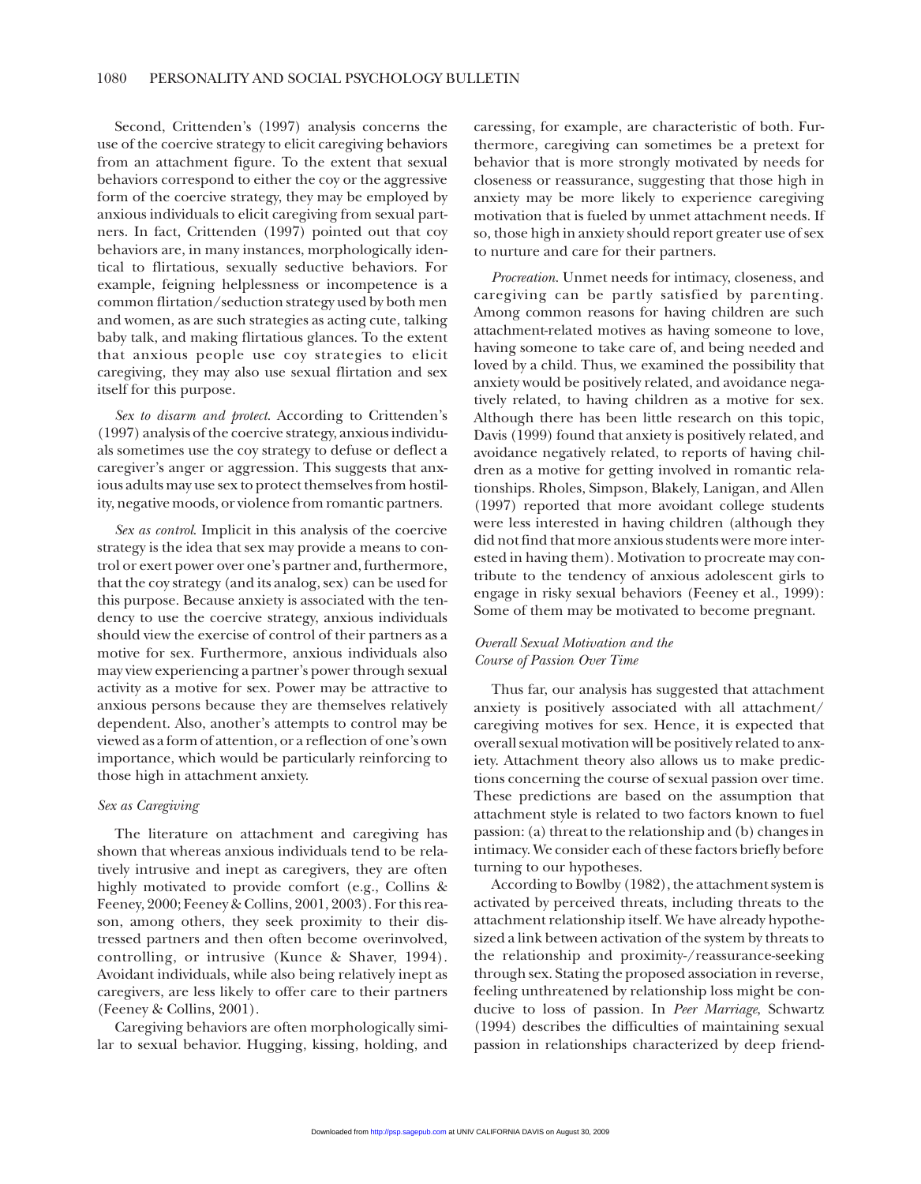Second, Crittenden's (1997) analysis concerns the use of the coercive strategy to elicit caregiving behaviors from an attachment figure. To the extent that sexual behaviors correspond to either the coy or the aggressive form of the coercive strategy, they may be employed by anxious individuals to elicit caregiving from sexual partners. In fact, Crittenden (1997) pointed out that coy behaviors are, in many instances, morphologically identical to flirtatious, sexually seductive behaviors. For example, feigning helplessness or incompetence is a common flirtation/seduction strategy used by both men and women, as are such strategies as acting cute, talking baby talk, and making flirtatious glances. To the extent that anxious people use coy strategies to elicit caregiving, they may also use sexual flirtation and sex itself for this purpose.

*Sex to disarm and protect*. According to Crittenden's (1997) analysis of the coercive strategy, anxious individuals sometimes use the coy strategy to defuse or deflect a caregiver's anger or aggression. This suggests that anxious adults may use sex to protect themselves from hostility, negative moods, or violence from romantic partners.

*Sex as control*. Implicit in this analysis of the coercive strategy is the idea that sex may provide a means to control or exert power over one's partner and, furthermore, that the coy strategy (and its analog, sex) can be used for this purpose. Because anxiety is associated with the tendency to use the coercive strategy, anxious individuals should view the exercise of control of their partners as a motive for sex. Furthermore, anxious individuals also may view experiencing a partner's power through sexual activity as a motive for sex. Power may be attractive to anxious persons because they are themselves relatively dependent. Also, another's attempts to control may be viewed as a form of attention, or a reflection of one's own importance, which would be particularly reinforcing to those high in attachment anxiety.

### *Sex as Caregiving*

The literature on attachment and caregiving has shown that whereas anxious individuals tend to be relatively intrusive and inept as caregivers, they are often highly motivated to provide comfort (e.g., Collins & Feeney, 2000; Feeney & Collins, 2001, 2003). For this reason, among others, they seek proximity to their distressed partners and then often become overinvolved, controlling, or intrusive (Kunce & Shaver, 1994). Avoidant individuals, while also being relatively inept as caregivers, are less likely to offer care to their partners (Feeney & Collins, 2001).

Caregiving behaviors are often morphologically similar to sexual behavior. Hugging, kissing, holding, and caressing, for example, are characteristic of both. Furthermore, caregiving can sometimes be a pretext for behavior that is more strongly motivated by needs for closeness or reassurance, suggesting that those high in anxiety may be more likely to experience caregiving motivation that is fueled by unmet attachment needs. If so, those high in anxiety should report greater use of sex to nurture and care for their partners.

*Procreation*. Unmet needs for intimacy, closeness, and caregiving can be partly satisfied by parenting. Among common reasons for having children are such attachment-related motives as having someone to love, having someone to take care of, and being needed and loved by a child. Thus, we examined the possibility that anxiety would be positively related, and avoidance negatively related, to having children as a motive for sex. Although there has been little research on this topic, Davis (1999) found that anxiety is positively related, and avoidance negatively related, to reports of having children as a motive for getting involved in romantic relationships. Rholes, Simpson, Blakely, Lanigan, and Allen (1997) reported that more avoidant college students were less interested in having children (although they did not find that more anxious students were more interested in having them). Motivation to procreate may contribute to the tendency of anxious adolescent girls to engage in risky sexual behaviors (Feeney et al., 1999): Some of them may be motivated to become pregnant.

### *Overall Sexual Motivation and the Course of Passion Over Time*

Thus far, our analysis has suggested that attachment anxiety is positively associated with all attachment/caregiving motives for sex. Hence, it is expected that overall sexual motivation will be positively related to anxiety. Attachment theory also allows us to make predictions concerning the course of sexual passion over time. These predictions are based on the assumption that attachment style is related to two factors known to fuel passion: (a) threat to the relationship and (b) changes in intimacy. We consider each of these factors briefly before turning to our hypotheses.

According to Bowlby (1982), the attachment system is activated by perceived threats, including threats to the attachment relationship itself. We have already hypothesized a link between activation of the system by threats to the relationship and proximity-/reassurance-seeking through sex. Stating the proposed association in reverse, feeling unthreatened by relationship loss might be conducive to loss of passion. In *Peer Marriage*, Schwartz (1994) describes the difficulties of maintaining sexual passion in relationships characterized by deep friend-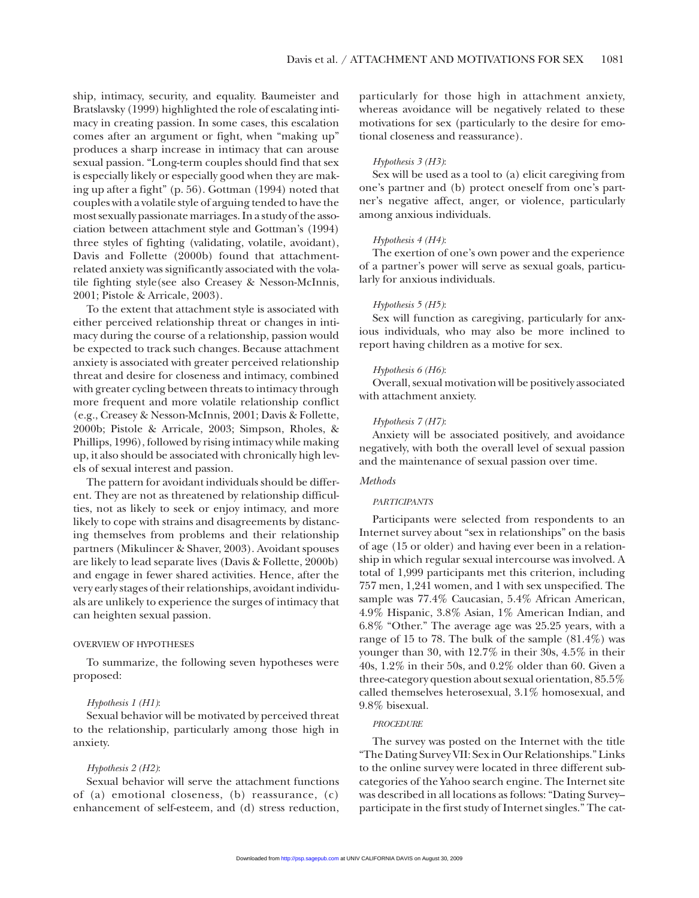ship, intimacy, security, and equality. Baumeister and Bratslavsky (1999) highlighted the role of escalating intimacy in creating passion. In some cases, this escalation comes after an argument or fight, when "making up" produces a sharp increase in intimacy that can arouse sexual passion. "Long-term couples should find that sex is especially likely or especially good when they are making up after a fight" (p. 56). Gottman (1994) noted that couples with a volatile style of arguing tended to have the most sexually passionate marriages. In a study of the association between attachment style and Gottman's (1994) three styles of fighting (validating, volatile, avoidant), Davis and Follette (2000b) found that attachment-related anxiety was significantly associated with the volatile fighting style (see also Creasey & Nesson-McInnis, 2001; Pistole & Arricale, 2003).

To the extent that attachment style is associated with either perceived relationship threat or changes in intimacy during the course of a relationship, passion would be expected to track such changes. Because attachment anxiety is associated with greater perceived relationship threat and desire for closeness and intimacy, combined with greater cycling between threats to intimacy through more frequent and more volatile relationship conflict (e.g., Creasey & Nesson-McInnis, 2001; Davis & Follette, 2000b; Pistole & Arricale, 2003; Simpson, Rholes, & Phillips, 1996), followed by rising intimacy while making up, it also should be associated with chronically high levels of sexual interest and passion.

The pattern for avoidant individuals should be different. They are not as threatened by relationship difficulties, not as likely to seek or enjoy intimacy, and more likely to cope with strains and disagreements by distancing themselves from problems and their relationship partners (Mikulincer & Shaver, 2003). Avoidant spouses are likely to lead separate lives (Davis & Follette, 2000b) and engage in fewer shared activities. Hence, after the very early stages of their relationships, avoidant individuals are unlikely to experience the surges of intimacy that can heighten sexual passion.

### OVERVIEW OF HYPOTHESES

To summarize, the following seven hypotheses were proposed:

*Hypothesis 1 (H1)*:
Sexual behavior will be motivated by perceived threat to the relationship, particularly among those high in anxiety.

*Hypothesis 2 (H2)*:
Sexual behavior will serve the attachment functions of (a) emotional closeness, (b) reassurance, (c) enhancement of self-esteem, and (d) stress reduction, particularly for those high in attachment anxiety, whereas avoidance will be negatively related to these motivations for sex (particularly to the desire for emotional closeness and reassurance).

*Hypothesis 3 (H3)*:
Sex will be used as a tool to (a) elicit caregiving from one's partner and (b) protect oneself from one's partner's negative affect, anger, or violence, particularly among anxious individuals.

*Hypothesis 4 (H4)*:
The exertion of one's own power and the experience of a partner's power will serve as sexual goals, particularly for anxious individuals.

*Hypothesis 5 (H5)*:
Sex will function as caregiving, particularly for anxious individuals, who may also be more inclined to report having children as a motive for sex.

*Hypothesis 6 (H6)*:
Overall, sexual motivation will be positively associated with attachment anxiety.

*Hypothesis 7 (H7)*:
Anxiety will be associated positively, and avoidance negatively, with both the overall level of sexual passion and the maintenance of sexual passion over time.

## *Methods*

### PARTICIPANTS

Participants were selected from respondents to an Internet survey about "sex in relationships" on the basis of age (15 or older) and having ever been in a relationship in which regular sexual intercourse was involved. A total of 1,999 participants met this criterion, including 757 men, 1,241 women, and 1 with sex unspecified. The sample was 77.4% Caucasian, 5.4% African American, 4.9% Hispanic, 3.8% Asian, 1% American Indian, and 6.8% "Other." The average age was 25.25 years, with a range of 15 to 78. The bulk of the sample (81.4%) was younger than 30, with 12.7% in their 30s, 4.5% in their 40s, 1.2% in their 50s, and 0.2% older than 60. Given a three-category question about sexual orientation, 85.5% called themselves heterosexual, 3.1% homosexual, and 9.8% bisexual.

### PROCEDURE

The survey was posted on the Internet with the title "The Dating Survey VII: Sex in Our Relationships." Links to the online survey were located in three different subcategories of the Yahoo search engine. The Internet site was described in all locations as follows: "Dating Survey–participate in the first study of Internet singles." The cat-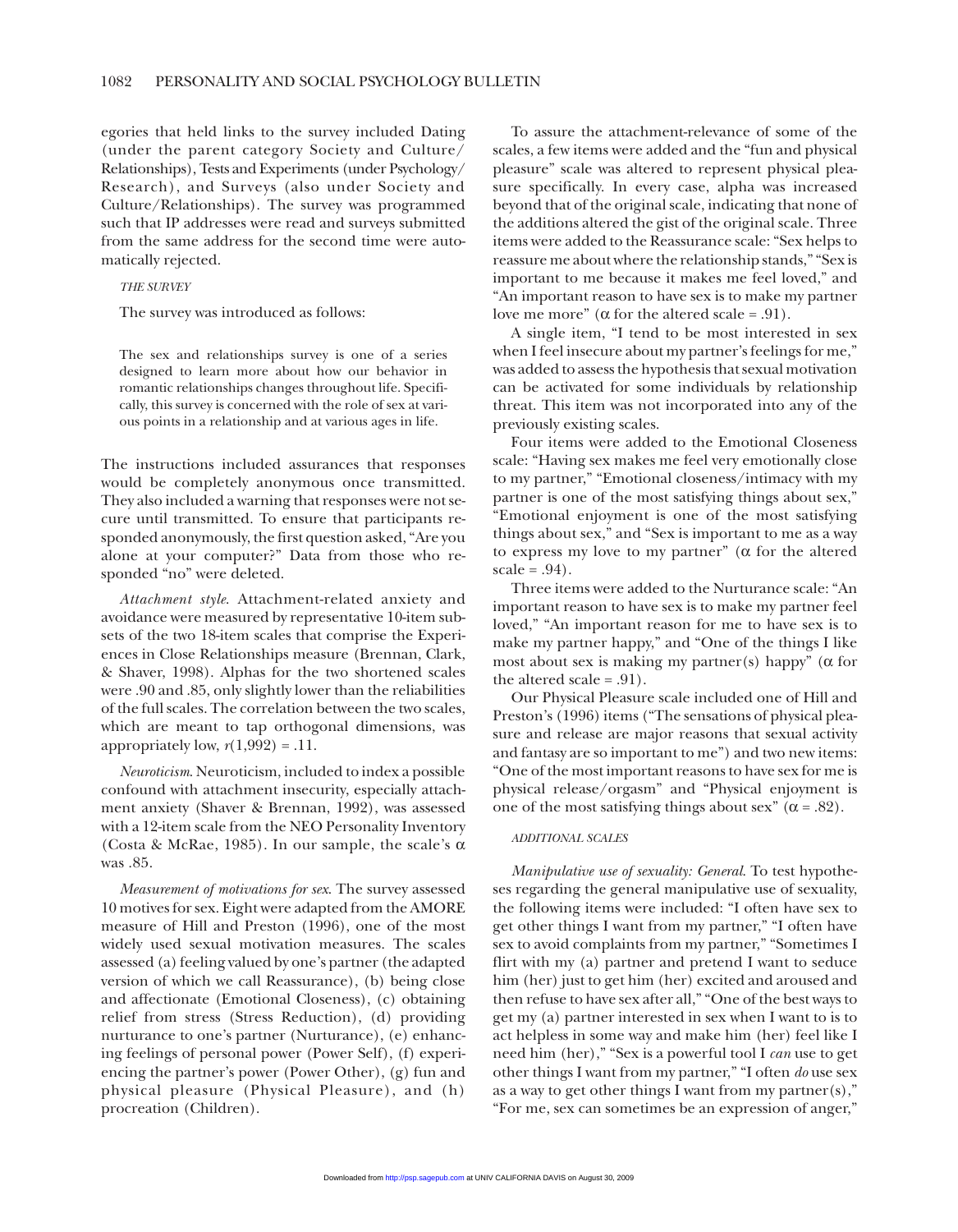egories that held links to the survey included Dating (under the parent category Society and Culture/Relationships), Tests and Experiments (under Psychology/Research), and Surveys (also under Society and Culture/Relationships). The survey was programmed such that IP addresses were read and surveys submitted from the same address for the second time were automatically rejected.

#### THE SURVEY

The survey was introduced as follows:

> The sex and relationships survey is one of a series designed to learn more about how our behavior in romantic relationships changes throughout life. Specifically, this survey is concerned with the role of sex at various points in a relationship and at various ages in life.

The instructions included assurances that responses would be completely anonymous once transmitted. They also included a warning that responses were not secure until transmitted. To ensure that participants responded anonymously, the first question asked, "Are you alone at your computer?" Data from those who responded "no" were deleted.

*Attachment style.* Attachment-related anxiety and avoidance were measured by representative 10-item subsets of the two 18-item scales that comprise the Experiences in Close Relationships measure (Brennan, Clark, & Shaver, 1998). Alphas for the two shortened scales were .90 and .85, only slightly lower than the reliabilities of the full scales. The correlation between the two scales, which are meant to tap orthogonal dimensions, was appropriately low, $r(1,992) = .11$.

*Neuroticism.* Neuroticism, included to index a possible confound with attachment insecurity, especially attachment anxiety (Shaver & Brennan, 1992), was assessed with a 12-item scale from the NEO Personality Inventory (Costa & McRae, 1985). In our sample, the scale's $\alpha$ was .85.

*Measurement of motivations for sex.* The survey assessed 10 motives for sex. Eight were adapted from the AMORE measure of Hill and Preston (1996), one of the most widely used sexual motivation measures. The scales assessed (a) feeling valued by one's partner (the adapted version of which we call Reassurance), (b) being close and affectionate (Emotional Closeness), (c) obtaining relief from stress (Stress Reduction), (d) providing nurturance to one's partner (Nurturance), (e) enhancing feelings of personal power (Power Self), (f) experiencing the partner's power (Power Other), (g) fun and physical pleasure (Physical Pleasure), and (h) procreation (Children).

To assure the attachment-relevance of some of the scales, a few items were added and the "fun and physical pleasure" scale was altered to represent physical pleasure specifically. In every case, alpha was increased beyond that of the original scale, indicating that none of the additions altered the gist of the original scale. Three items were added to the Reassurance scale: "Sex helps to reassure me about where the relationship stands," "Sex is important to me because it makes me feel loved," and "An important reason to have sex is to make my partner love me more" ($\alpha$ for the altered scale = .91).

A single item, "I tend to be most interested in sex when I feel insecure about my partner's feelings for me," was added to assess the hypothesis that sexual motivation can be activated for some individuals by relationship threat. This item was not incorporated into any of the previously existing scales.

Four items were added to the Emotional Closeness scale: "Having sex makes me feel very emotionally close to my partner," "Emotional closeness/intimacy with my partner is one of the most satisfying things about sex," "Emotional enjoyment is one of the most satisfying things about sex," and "Sex is important to me as a way to express my love to my partner" ($\alpha$ for the altered scale = .94).

Three items were added to the Nurturance scale: "An important reason to have sex is to make my partner feel loved," "An important reason for me to have sex is to make my partner happy," and "One of the things I like most about sex is making my partner(s) happy" ($\alpha$ for the altered scale = .91).

Our Physical Pleasure scale included one of Hill and Preston's (1996) items ("The sensations of physical pleasure and release are major reasons that sexual activity and fantasy are so important to me") and two new items: "One of the most important reasons to have sex for me is physical release/orgasm" and "Physical enjoyment is one of the most satisfying things about sex" ($\alpha$ = .82).

#### ADDITIONAL SCALES

*Manipulative use of sexuality: General.* To test hypotheses regarding the general manipulative use of sexuality, the following items were included: "I often have sex to get other things I want from my partner," "I often have sex to avoid complaints from my partner," "Sometimes I flirt with my (a) partner and pretend I want to seduce him (her) just to get him (her) excited and aroused and then refuse to have sex after all," "One of the best ways to get my (a) partner interested in sex when I want to is to act helpless in some way and make him (her) feel like I need him (her)," "Sex is a powerful tool I *can* use to get other things I want from my partner," "I often *do* use sex as a way to get other things I want from my partner(s)," "For me, sex can sometimes be an expression of anger,"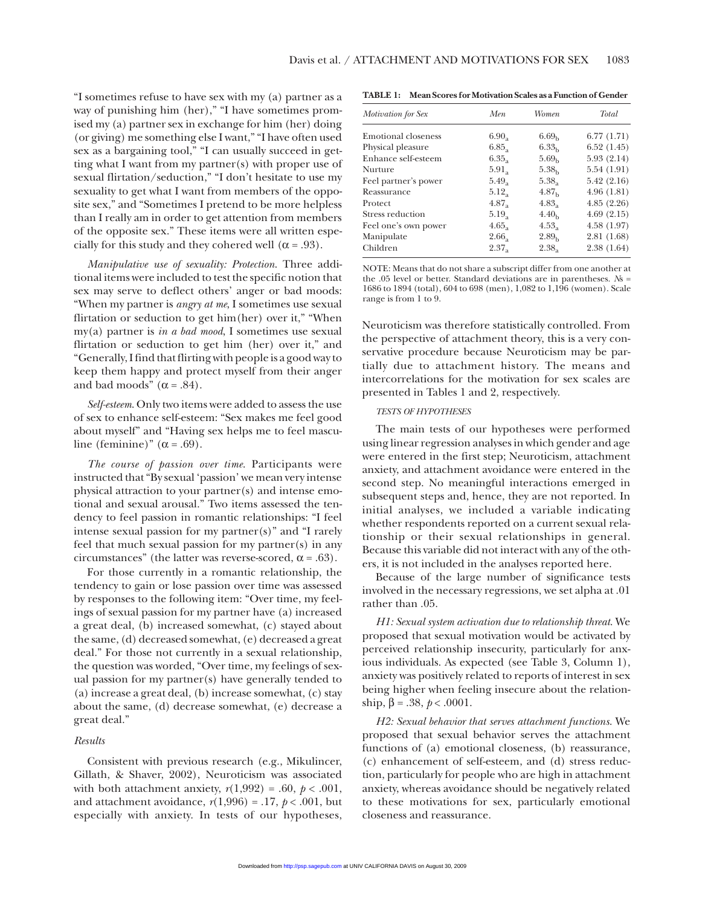"I sometimes refuse to have sex with my (a) partner as a way of punishing him (her)," "I have sometimes promised my (a) partner sex in exchange for him (her) doing (or giving) me something else I want," "I have often used sex as a bargaining tool," "I can usually succeed in getting what I want from my partner(s) with proper use of sexual flirtation/seduction," "I don't hesitate to use my sexuality to get what I want from members of the opposite sex," and "Sometimes I pretend to be more helpless than I really am in order to get attention from members of the opposite sex." These items were all written especially for this study and they cohered well ($\alpha = .93$).

*Manipulative use of sexuality: Protection.* Three additional items were included to test the specific notion that sex may serve to deflect others' anger or bad moods: "When my partner is *angry at me*, I sometimes use sexual flirtation or seduction to get him(her) over it," "When my(a) partner is *in a bad mood*, I sometimes use sexual flirtation or seduction to get him (her) over it," and "Generally, I find that flirting with people is a good way to keep them happy and protect myself from their anger and bad moods" ($\alpha = .84$).

*Self-esteem.* Only two items were added to assess the use of sex to enhance self-esteem: "Sex makes me feel good about myself" and "Having sex helps me to feel masculine (feminine)" ($\alpha = .69$).

*The course of passion over time.* Participants were instructed that "By sexual 'passion' we mean very intense physical attraction to your partner(s) and intense emotional and sexual arousal." Two items assessed the tendency to feel passion in romantic relationships: "I feel intense sexual passion for my partner(s)" and "I rarely feel that much sexual passion for my partner(s) in any circumstances" (the latter was reverse-scored, $\alpha = .63$).

For those currently in a romantic relationship, the tendency to gain or lose passion over time was assessed by responses to the following item: "Over time, my feelings of sexual passion for my partner have (a) increased a great deal, (b) increased somewhat, (c) stayed about the same, (d) decreased somewhat, (e) decreased a great deal." For those not currently in a sexual relationship, the question was worded, "Over time, my feelings of sexual passion for my partner(s) have generally tended to (a) increase a great deal, (b) increase somewhat, (c) stay about the same, (d) decrease somewhat, (e) decrease a great deal."

### *Results*

Consistent with previous research (e.g., Mikulincer, Gillath, & Shaver, 2002), Neuroticism was associated with both attachment anxiety, $r(1{,}992) = .60$, $p < .001$, and attachment avoidance, $r(1{,}996) = .17$, $p < .001$, but especially with anxiety. In tests of our hypotheses, Neuroticism was therefore statistically controlled. From the perspective of attachment theory, this is a very conservative procedure because Neuroticism may be partially due to attachment history. The means and intercorrelations for the motivation for sex scales are presented in Tables 1 and 2, respectively.

**TABLE 1: Mean Scores for Motivation Scales as a Function of Gender**

| *Motivation for Sex* | *Men* | *Women* | *Total* |
|---|---|---|---|
| Emotional closeness | $6.90_a$ | $6.69_b$ | 6.77 (1.71) |
| Physical pleasure | $6.85_a$ | $6.33_b$ | 6.52 (1.45) |
| Enhance self-esteem | $6.35_a$ | $5.69_b$ | 5.93 (2.14) |
| Nurture | $5.91_a$ | $5.38_b$ | 5.54 (1.91) |
| Feel partner's power | $5.49_a$ | $5.38_a$ | 5.42 (2.16) |
| Reassurance | $5.12_a$ | $4.87_b$ | 4.96 (1.81) |
| Protect | $4.87_a$ | $4.83_a$ | 4.85 (2.26) |
| Stress reduction | $5.19_a$ | $4.40_b$ | 4.69 (2.15) |
| Feel one's own power | $4.65_a$ | $4.53_a$ | 4.58 (1.97) |
| Manipulate | $2.66_a$ | $2.89_b$ | 2.81 (1.68) |
| Children | $2.37_a$ | $2.38_a$ | 2.38 (1.64) |

NOTE: Means that do not share a subscript differ from one another at the .05 level or better. Standard deviations are in parentheses. *N*s = 1686 to 1894 (total), 604 to 698 (men), 1,082 to 1,196 (women). Scale range is from 1 to 9.

#### TESTS OF HYPOTHESES

The main tests of our hypotheses were performed using linear regression analyses in which gender and age were entered in the first step; Neuroticism, attachment anxiety, and attachment avoidance were entered in the second step. No meaningful interactions emerged in subsequent steps and, hence, they are not reported. In initial analyses, we included a variable indicating whether respondents reported on a current sexual relationship or their sexual relationships in general. Because this variable did not interact with any of the others, it is not included in the analyses reported here.

Because of the large number of significance tests involved in the necessary regressions, we set alpha at .01 rather than .05.

*H1: Sexual system activation due to relationship threat.* We proposed that sexual motivation would be activated by perceived relationship insecurity, particularly for anxious individuals. As expected (see Table 3, Column 1), anxiety was positively related to reports of interest in sex being higher when feeling insecure about the relationship, $\beta = .38$, $p < .0001$.

*H2: Sexual behavior that serves attachment functions.* We proposed that sexual behavior serves the attachment functions of (a) emotional closeness, (b) reassurance, (c) enhancement of self-esteem, and (d) stress reduction, particularly for people who are high in attachment anxiety, whereas avoidance should be negatively related to these motivations for sex, particularly emotional closeness and reassurance.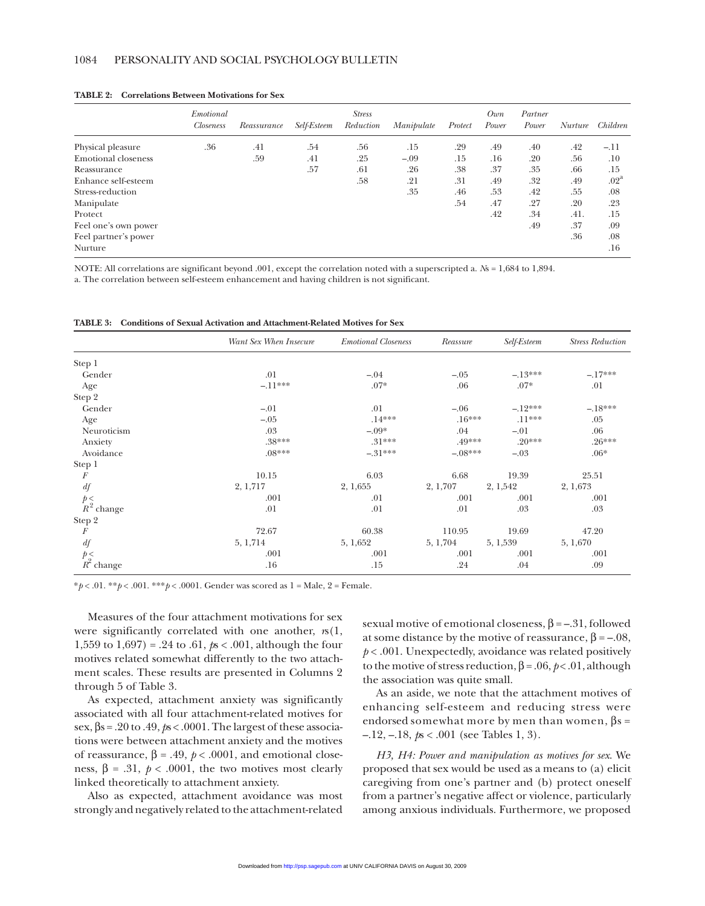**TABLE 2: Correlations Between Motivations for Sex**

| | *Emotional Closeness* | *Reassurance* | *Self-Esteem* | *Stress Reduction* | *Manipulate* | *Protect* | *Own Power* | *Partner Power* | *Nurture* | *Children* |
|---|---|---|---|---|---|---|---|---|---|---|
| Physical pleasure | .36 | .41 | .54 | .56 | .15 | .29 | .49 | .40 | .42 | –.11 |
| Emotional closeness | | .59 | .41 | .25 | –.09 | .15 | .16 | .20 | .56 | .10 |
| Reassurance | | | .57 | .61 | .26 | .38 | .37 | .35 | .66 | .15 |
| Enhance self-esteem | | | | .58 | .21 | .31 | .49 | .32 | .49 | .02[a] |
| Stress-reduction | | | | | .35 | .46 | .53 | .42 | .55 | .08 |
| Manipulate | | | | | | .54 | .47 | .27 | .20 | .23 |
| Protect | | | | | | | .42 | .34 | .41. | .15 |
| Feel one's own power | | | | | | | | .49 | .37 | .09 |
| Feel partner's power | | | | | | | | | .36 | .08 |
| Nurture | | | | | | | | | | .16 |

NOTE: All correlations are significant beyond .001, except the correlation noted with a superscripted a. *N*s = 1,684 to 1,894.
a. The correlation between self-esteem enhancement and having children is not significant.

**TABLE 3: Conditions of Sexual Activation and Attachment-Related Motives for Sex**

| | *Want Sex When Insecure* | *Emotional Closeness* | *Reassure* | *Self-Esteem* | *Stress Reduction* |
|---|---|---|---|---|---|
| Step 1 | | | | | |
| Gender | .01 | –.04 | –.05 | –.13*** | –.17*** |
| Age | –.11*** | .07* | .06 | .07* | .01 |
| Step 2 | | | | | |
| Gender | –.01 | .01 | –.06 | –.12*** | –.18*** |
| Age | –.05 | .14*** | .16*** | .11*** | .05 |
| Neuroticism | .03 | –.09* | .04 | –.01 | .06 |
| Anxiety | .38*** | .31*** | .49*** | .20*** | .26*** |
| Avoidance | .08*** | –.31*** | –.08*** | –.03 | .06* |
| Step 1 | | | | | |
| $F$ | 10.15 | 6.03 | 6.68 | 19.39 | 25.51 |
| $df$ | 2, 1,717 | 2, 1,655 | 2, 1,707 | 2, 1,542 | 2, 1,673 |
| $p <$ | .001 | .01 | .001 | .001 | .001 |
| $R^2$ change | .01 | .01 | .01 | .03 | .03 |
| Step 2 | | | | | |
| $F$ | 72.67 | 60.38 | 110.95 | 19.69 | 47.20 |
| $df$ | 5, 1,714 | 5, 1,652 | 5, 1,704 | 5, 1,539 | 5, 1,670 |
| $p <$ | .001 | .001 | .001 | .001 | .001 |
| $R^2$ change | .16 | .15 | .24 | .04 | .09 |

$*p < .01$. $**p < .001$. $***p < .0001$. Gender was scored as 1 = Male, 2 = Female.

Measures of the four attachment motivations for sex were significantly correlated with one another, $r$s(1, 1,559 to 1,697) = .24 to .61, $p$s < .001, although the four motives related somewhat differently to the two attachment scales. These results are presented in Columns 2 through 5 of Table 3.

As expected, attachment anxiety was significantly associated with all four attachment-related motives for sex, $\beta$s = .20 to .49, $p$s < .0001. The largest of these associations were between attachment anxiety and the motives of reassurance, $\beta = .49$, $p < .0001$, and emotional closeness, $\beta = .31$, $p < .0001$, the two motives most clearly linked theoretically to attachment anxiety.

Also as expected, attachment avoidance was most strongly and negatively related to the attachment-related sexual motive of emotional closeness, $\beta = –.31$, followed at some distance by the motive of reassurance, $\beta = –.08$, $p < .001$. Unexpectedly, avoidance was related positively to the motive of stress reduction, $\beta = .06$, $p < .01$, although the association was quite small.

As an aside, we note that the attachment motives of enhancing self-esteem and reducing stress were endorsed somewhat more by men than women, $\beta$s = –.12, –.18, $p$s < .001 (see Tables 1, 3).

*H3, H4: Power and manipulation as motives for sex.* We proposed that sex would be used as a means to (a) elicit caregiving from one's partner and (b) protect oneself from a partner's negative affect or violence, particularly among anxious individuals. Furthermore, we proposed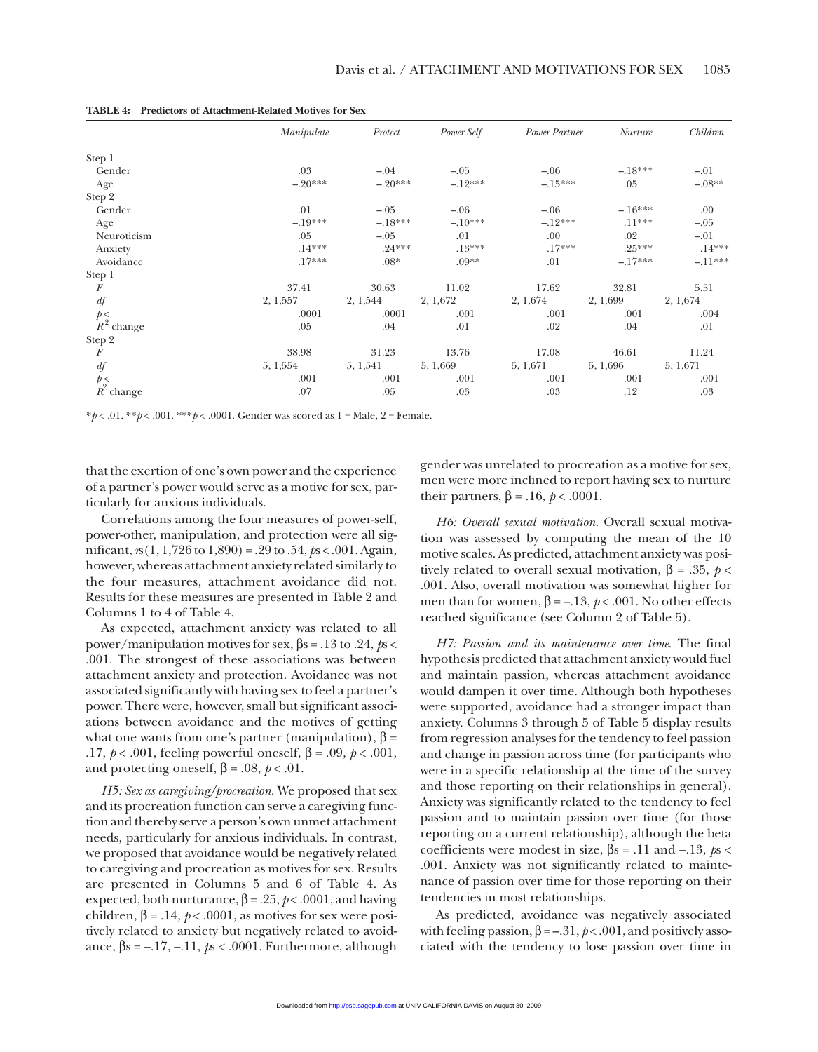**TABLE 4: Predictors of Attachment-Related Motives for Sex**

| | *Manipulate* | *Protect* | *Power Self* | *Power Partner* | *Nurture* | *Children* |
|---|---|---|---|---|---|---|
| Step 1 | | | | | | |
| Gender | .03 | –.04 | –.05 | –.06 | –.18*** | –.01 |
| Age | –.20*** | –.20*** | –.12*** | –.15*** | .05 | –.08** |
| Step 2 | | | | | | |
| Gender | .01 | –.05 | –.06 | –.06 | –.16*** | .00 |
| Age | –.19*** | –.18*** | –.10*** | –.12*** | .11*** | –.05 |
| Neuroticism | .05 | –.05 | .01 | .00 | .02 | –.01 |
| Anxiety | .14*** | .24*** | .13*** | .17*** | .25*** | .14*** |
| Avoidance | .17*** | .08* | .09** | .01 | –.17*** | –.11*** |
| Step 1 | | | | | | |
| $F$ | 37.41 | 30.63 | 11.02 | 17.62 | 32.81 | 5.51 |
| $df$ | 2, 1,557 | 2, 1,544 | 2, 1,672 | 2, 1,674 | 2, 1,699 | 2, 1,674 |
| $p <$ | .0001 | .0001 | .001 | .001 | .001 | .004 |
| $R^2$ change | .05 | .04 | .01 | .02 | .04 | .01 |
| Step 2 | | | | | | |
| $F$ | 38.98 | 31.23 | 13.76 | 17.08 | 46.61 | 11.24 |
| $df$ | 5, 1,554 | 5, 1,541 | 5, 1,669 | 5, 1,671 | 5, 1,696 | 5, 1,671 |
| $p <$ | .001 | .001 | .001 | .001 | .001 | .001 |
| $R^2$ change | .07 | .05 | .03 | .03 | .12 | .03 |

*$p < .01$. **$p < .001$. ***$p < .0001$. Gender was scored as 1 = Male, 2 = Female.

that the exertion of one's own power and the experience of a partner's power would serve as a motive for sex, particularly for anxious individuals.

Correlations among the four measures of power-self, power-other, manipulation, and protection were all significant, $rs(1, 1{,}726 \text{ to } 1{,}890) = .29$ to $.54$, $ps < .001$. Again, however, whereas attachment anxiety related similarly to the four measures, attachment avoidance did not. Results for these measures are presented in Table 2 and Columns 1 to 4 of Table 4.

As expected, attachment anxiety was related to all power/manipulation motives for sex, $\beta s = .13$ to $.24$, $ps < .001$. The strongest of these associations was between attachment anxiety and protection. Avoidance was not associated significantly with having sex to feel a partner's power. There were, however, small but significant associations between avoidance and the motives of getting what one wants from one's partner (manipulation), $\beta = .17$, $p < .001$, feeling powerful oneself, $\beta = .09$, $p < .001$, and protecting oneself, $\beta = .08$, $p < .01$.

*H5: Sex as caregiving/procreation*. We proposed that sex and its procreation function can serve a caregiving function and thereby serve a person's own unmet attachment needs, particularly for anxious individuals. In contrast, we proposed that avoidance would be negatively related to caregiving and procreation as motives for sex. Results are presented in Columns 5 and 6 of Table 4. As expected, both nurturance, $\beta = .25$, $p < .0001$, and having children, $\beta = .14$, $p < .0001$, as motives for sex were positively related to anxiety but negatively related to avoidance, $\beta s = -.17, -.11$, $ps < .0001$. Furthermore, although gender was unrelated to procreation as a motive for sex, men were more inclined to report having sex to nurture their partners, $\beta = .16$, $p < .0001$.

*H6: Overall sexual motivation*. Overall sexual motivation was assessed by computing the mean of the 10 motive scales. As predicted, attachment anxiety was positively related to overall sexual motivation, $\beta = .35$, $p < .001$. Also, overall motivation was somewhat higher for men than for women, $\beta = -.13$, $p < .001$. No other effects reached significance (see Column 2 of Table 5).

*H7: Passion and its maintenance over time*. The final hypothesis predicted that attachment anxiety would fuel and maintain passion, whereas attachment avoidance would dampen it over time. Although both hypotheses were supported, avoidance had a stronger impact than anxiety. Columns 3 through 5 of Table 5 display results from regression analyses for the tendency to feel passion and change in passion across time (for participants who were in a specific relationship at the time of the survey and those reporting on their relationships in general). Anxiety was significantly related to the tendency to feel passion and to maintain passion over time (for those reporting on a current relationship), although the beta coefficients were modest in size, $\beta s = .11$ and $-.13$, $ps < .001$. Anxiety was not significantly related to maintenance of passion over time for those reporting on their tendencies in most relationships.

As predicted, avoidance was negatively associated with feeling passion, $\beta = -.31$, $p < .001$, and positively associated with the tendency to lose passion over time in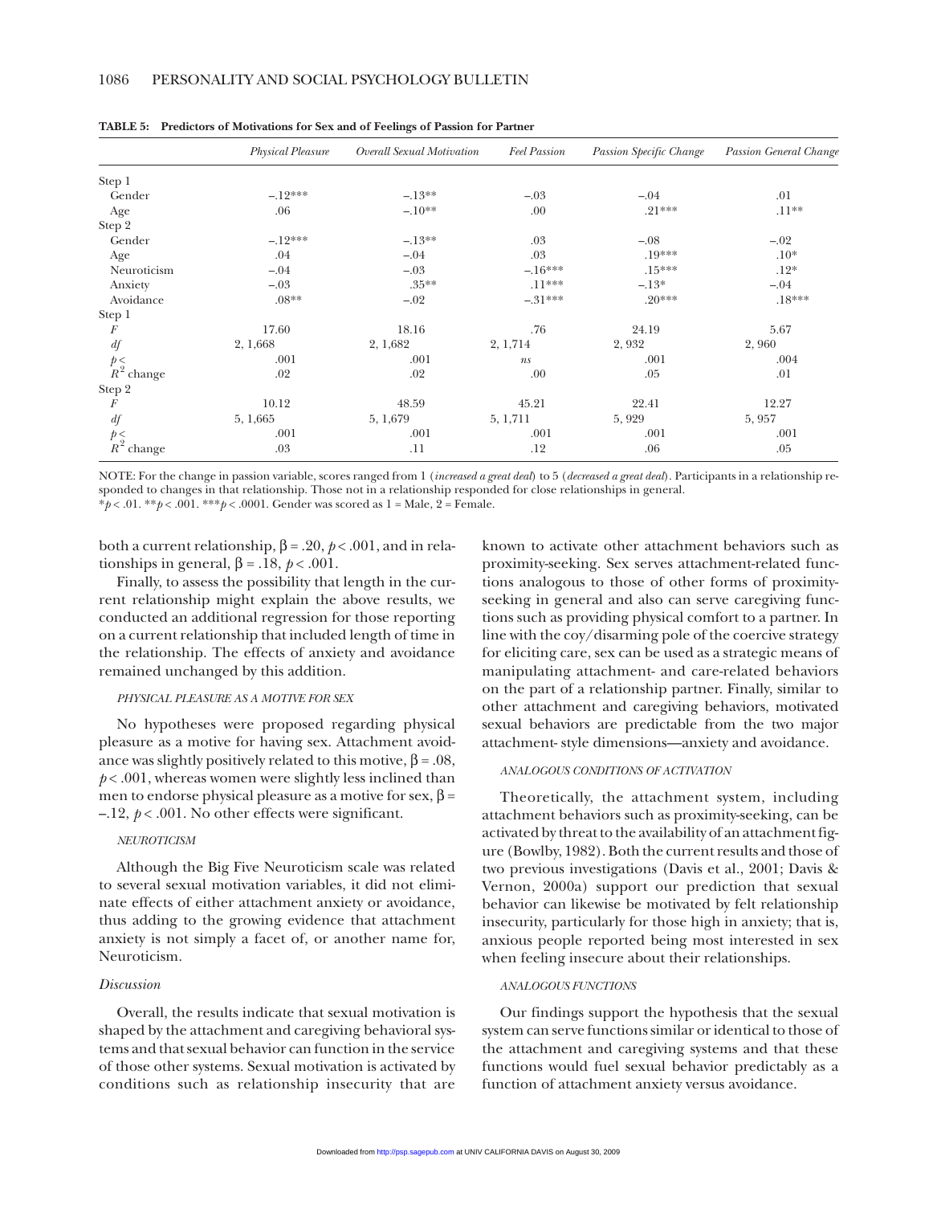**TABLE 5: Predictors of Motivations for Sex and of Feelings of Passion for Partner**

| | *Physical Pleasure* | *Overall Sexual Motivation* | *Feel Passion* | *Passion Specific Change* | *Passion General Change* |
|---|---|---|---|---|---|
| Step 1 | | | | | |
| Gender | –.12*** | –.13** | –.03 | –.04 | .01 |
| Age | .06 | –.10** | .00 | .21*** | .11** |
| Step 2 | | | | | |
| Gender | –.12*** | –.13** | .03 | –.08 | –.02 |
| Age | .04 | –.04 | .03 | .19*** | .10* |
| Neuroticism | –.04 | –.03 | –.16*** | .15*** | .12* |
| Anxiety | –.03 | .35** | .11*** | –.13* | –.04 |
| Avoidance | .08** | –.02 | –.31*** | .20*** | .18*** |
| Step 1 | | | | | |
| $F$ | 17.60 | 18.16 | .76 | 24.19 | 5.67 |
| $df$ | 2, 1,668 | 2, 1,682 | 2, 1,714 | 2, 932 | 2, 960 |
| $p <$ | .001 | .001 | *ns* | .001 | .004 |
| $R^2$ change | .02 | .02 | .00 | .05 | .01 |
| Step 2 | | | | | |
| $F$ | 10.12 | 48.59 | 45.21 | 22.41 | 12.27 |
| $df$ | 5, 1,665 | 5, 1,679 | 5, 1,711 | 5, 929 | 5, 957 |
| $p <$ | .001 | .001 | .001 | .001 | .001 |
| $R^2$ change | .03 | .11 | .12 | .06 | .05 |

NOTE: For the change in passion variable, scores ranged from 1 (*increased a great deal*) to 5 (*decreased a great deal*). Participants in a relationship responded to changes in that relationship. Those not in a relationship responded for close relationships in general.
*$p < .01$. **$p < .001$. ***$p < .0001$. Gender was scored as 1 = Male, 2 = Female.

both a current relationship, $\beta = .20$, $p < .001$, and in relationships in general, $\beta = .18$, $p < .001$.

Finally, to assess the possibility that length in the current relationship might explain the above results, we conducted an additional regression for those reporting on a current relationship that included length of time in the relationship. The effects of anxiety and avoidance remained unchanged by this addition.

#### PHYSICAL PLEASURE AS A MOTIVE FOR SEX

No hypotheses were proposed regarding physical pleasure as a motive for having sex. Attachment avoidance was slightly positively related to this motive, $\beta = .08$, $p < .001$, whereas women were slightly less inclined than men to endorse physical pleasure as a motive for sex, $\beta = -.12$, $p < .001$. No other effects were significant.

#### NEUROTICISM

Although the Big Five Neuroticism scale was related to several sexual motivation variables, it did not eliminate effects of either attachment anxiety or avoidance, thus adding to the growing evidence that attachment anxiety is not simply a facet of, or another name for, Neuroticism.

### *Discussion*

Overall, the results indicate that sexual motivation is shaped by the attachment and caregiving behavioral systems and that sexual behavior can function in the service of those other systems. Sexual motivation is activated by conditions such as relationship insecurity that are known to activate other attachment behaviors such as proximity-seeking. Sex serves attachment-related functions analogous to those of other forms of proximity-seeking in general and also can serve caregiving functions such as providing physical comfort to a partner. In line with the coy/disarming pole of the coercive strategy for eliciting care, sex can be used as a strategic means of manipulating attachment- and care-related behaviors on the part of a relationship partner. Finally, similar to other attachment and caregiving behaviors, motivated sexual behaviors are predictable from the two major attachment- style dimensions—anxiety and avoidance.

#### ANALOGOUS CONDITIONS OF ACTIVATION

Theoretically, the attachment system, including attachment behaviors such as proximity-seeking, can be activated by threat to the availability of an attachment figure (Bowlby, 1982). Both the current results and those of two previous investigations (Davis et al., 2001; Davis & Vernon, 2000a) support our prediction that sexual behavior can likewise be motivated by felt relationship insecurity, particularly for those high in anxiety; that is, anxious people reported being most interested in sex when feeling insecure about their relationships.

#### ANALOGOUS FUNCTIONS

Our findings support the hypothesis that the sexual system can serve functions similar or identical to those of the attachment and caregiving systems and that these functions would fuel sexual behavior predictably as a function of attachment anxiety versus avoidance.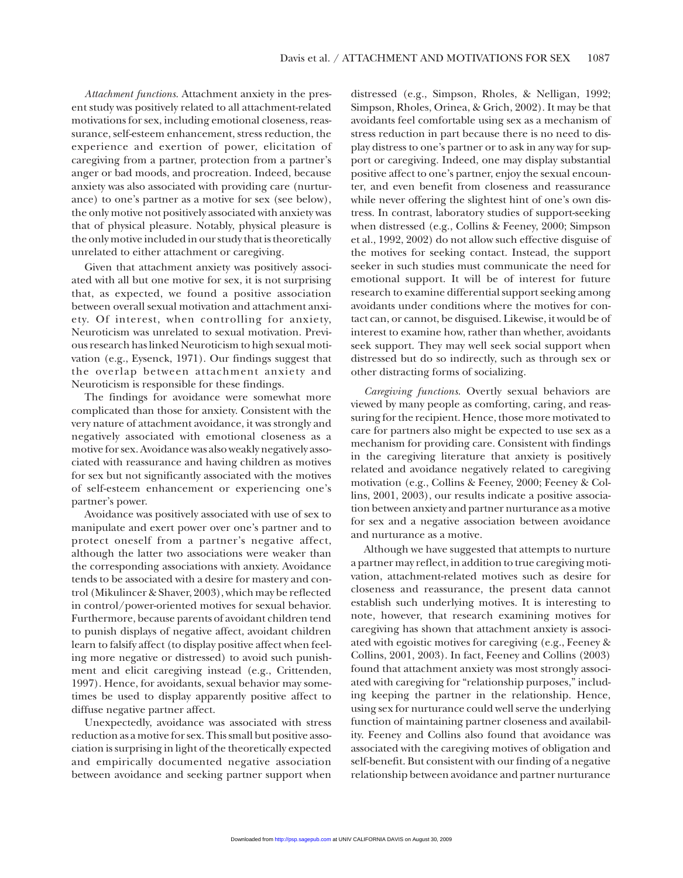*Attachment functions.* Attachment anxiety in the present study was positively related to all attachment-related motivations for sex, including emotional closeness, reassurance, self-esteem enhancement, stress reduction, the experience and exertion of power, elicitation of caregiving from a partner, protection from a partner's anger or bad moods, and procreation. Indeed, because anxiety was also associated with providing care (nurturance) to one's partner as a motive for sex (see below), the only motive not positively associated with anxiety was that of physical pleasure. Notably, physical pleasure is the only motive included in our study that is theoretically unrelated to either attachment or caregiving.

Given that attachment anxiety was positively associated with all but one motive for sex, it is not surprising that, as expected, we found a positive association between overall sexual motivation and attachment anxiety. Of interest, when controlling for anxiety, Neuroticism was unrelated to sexual motivation. Previous research has linked Neuroticism to high sexual motivation (e.g., Eysenck, 1971). Our findings suggest that the overlap between attachment anxiety and Neuroticism is responsible for these findings.

The findings for avoidance were somewhat more complicated than those for anxiety. Consistent with the very nature of attachment avoidance, it was strongly and negatively associated with emotional closeness as a motive for sex. Avoidance was also weakly negatively associated with reassurance and having children as motives for sex but not significantly associated with the motives of self-esteem enhancement or experiencing one's partner's power.

Avoidance was positively associated with use of sex to manipulate and exert power over one's partner and to protect oneself from a partner's negative affect, although the latter two associations were weaker than the corresponding associations with anxiety. Avoidance tends to be associated with a desire for mastery and control (Mikulincer & Shaver, 2003), which may be reflected in control/power-oriented motives for sexual behavior. Furthermore, because parents of avoidant children tend to punish displays of negative affect, avoidant children learn to falsify affect (to display positive affect when feeling more negative or distressed) to avoid such punishment and elicit caregiving instead (e.g., Crittenden, 1997). Hence, for avoidants, sexual behavior may sometimes be used to display apparently positive affect to diffuse negative partner affect.

Unexpectedly, avoidance was associated with stress reduction as a motive for sex. This small but positive association is surprising in light of the theoretically expected and empirically documented negative association between avoidance and seeking partner support when distressed (e.g., Simpson, Rholes, & Nelligan, 1992; Simpson, Rholes, Orinea, & Grich, 2002). It may be that avoidants feel comfortable using sex as a mechanism of stress reduction in part because there is no need to display distress to one's partner or to ask in any way for support or caregiving. Indeed, one may display substantial positive affect to one's partner, enjoy the sexual encounter, and even benefit from closeness and reassurance while never offering the slightest hint of one's own distress. In contrast, laboratory studies of support-seeking when distressed (e.g., Collins & Feeney, 2000; Simpson et al., 1992, 2002) do not allow such effective disguise of the motives for seeking contact. Instead, the support seeker in such studies must communicate the need for emotional support. It will be of interest for future research to examine differential support seeking among avoidants under conditions where the motives for contact can, or cannot, be disguised. Likewise, it would be of interest to examine how, rather than whether, avoidants seek support. They may well seek social support when distressed but do so indirectly, such as through sex or other distracting forms of socializing.

*Caregiving functions.* Overtly sexual behaviors are viewed by many people as comforting, caring, and reassuring for the recipient. Hence, those more motivated to care for partners also might be expected to use sex as a mechanism for providing care. Consistent with findings in the caregiving literature that anxiety is positively related and avoidance negatively related to caregiving motivation (e.g., Collins & Feeney, 2000; Feeney & Collins, 2001, 2003), our results indicate a positive association between anxiety and partner nurturance as a motive for sex and a negative association between avoidance and nurturance as a motive.

Although we have suggested that attempts to nurture a partner may reflect, in addition to true caregiving motivation, attachment-related motives such as desire for closeness and reassurance, the present data cannot establish such underlying motives. It is interesting to note, however, that research examining motives for caregiving has shown that attachment anxiety is associated with egoistic motives for caregiving (e.g., Feeney & Collins, 2001, 2003). In fact, Feeney and Collins (2003) found that attachment anxiety was most strongly associated with caregiving for "relationship purposes," including keeping the partner in the relationship. Hence, using sex for nurturance could well serve the underlying function of maintaining partner closeness and availability. Feeney and Collins also found that avoidance was associated with the caregiving motives of obligation and self-benefit. But consistent with our finding of a negative relationship between avoidance and partner nurturance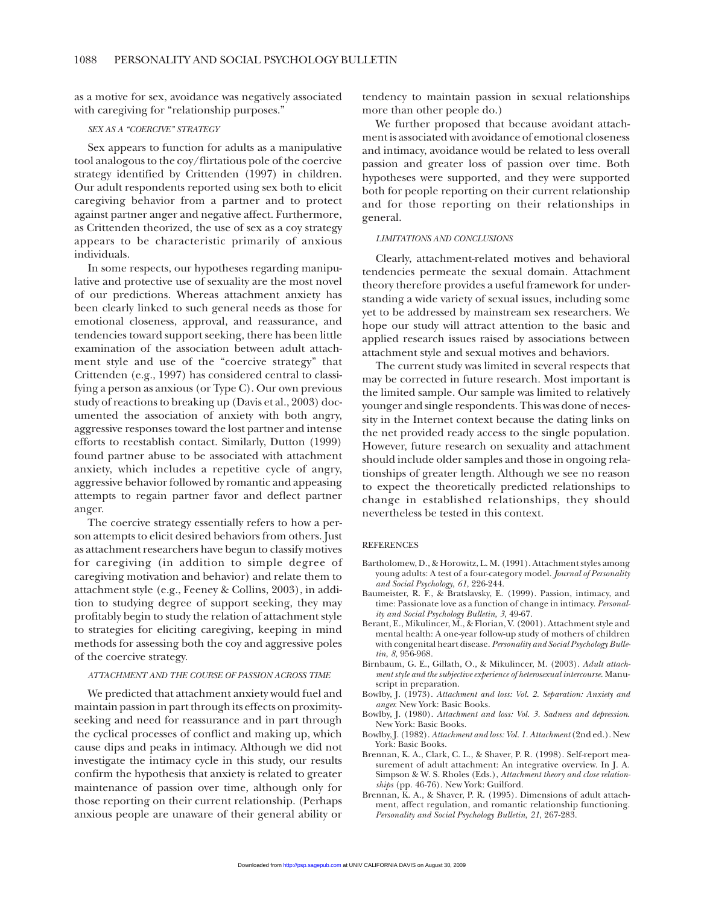as a motive for sex, avoidance was negatively associated with caregiving for "relationship purposes."

#### *SEX AS A "COERCIVE" STRATEGY*

Sex appears to function for adults as a manipulative tool analogous to the coy/flirtatious pole of the coercive strategy identified by Crittenden (1997) in children. Our adult respondents reported using sex both to elicit caregiving behavior from a partner and to protect against partner anger and negative affect. Furthermore, as Crittenden theorized, the use of sex as a coy strategy appears to be characteristic primarily of anxious individuals.

In some respects, our hypotheses regarding manipulative and protective use of sexuality are the most novel of our predictions. Whereas attachment anxiety has been clearly linked to such general needs as those for emotional closeness, approval, and reassurance, and tendencies toward support seeking, there has been little examination of the association between adult attachment style and use of the "coercive strategy" that Crittenden (e.g., 1997) has considered central to classifying a person as anxious (or Type C). Our own previous study of reactions to breaking up (Davis et al., 2003) documented the association of anxiety with both angry, aggressive responses toward the lost partner and intense efforts to reestablish contact. Similarly, Dutton (1999) found partner abuse to be associated with attachment anxiety, which includes a repetitive cycle of angry, aggressive behavior followed by romantic and appeasing attempts to regain partner favor and deflect partner anger.

The coercive strategy essentially refers to how a person attempts to elicit desired behaviors from others. Just as attachment researchers have begun to classify motives for caregiving (in addition to simple degree of caregiving motivation and behavior) and relate them to attachment style (e.g., Feeney & Collins, 2003), in addition to studying degree of support seeking, they may profitably begin to study the relation of attachment style to strategies for eliciting caregiving, keeping in mind methods for assessing both the coy and aggressive poles of the coercive strategy.

#### *ATTACHMENT AND THE COURSE OF PASSION ACROSS TIME*

We predicted that attachment anxiety would fuel and maintain passion in part through its effects on proximity-seeking and need for reassurance and in part through the cyclical processes of conflict and making up, which cause dips and peaks in intimacy. Although we did not investigate the intimacy cycle in this study, our results confirm the hypothesis that anxiety is related to greater maintenance of passion over time, although only for those reporting on their current relationship. (Perhaps anxious people are unaware of their general ability or tendency to maintain passion in sexual relationships more than other people do.)

We further proposed that because avoidant attachment is associated with avoidance of emotional closeness and intimacy, avoidance would be related to less overall passion and greater loss of passion over time. Both hypotheses were supported, and they were supported both for people reporting on their current relationship and for those reporting on their relationships in general.

#### *LIMITATIONS AND CONCLUSIONS*

Clearly, attachment-related motives and behavioral tendencies permeate the sexual domain. Attachment theory therefore provides a useful framework for understanding a wide variety of sexual issues, including some yet to be addressed by mainstream sex researchers. We hope our study will attract attention to the basic and applied research issues raised by associations between attachment style and sexual motives and behaviors.

The current study was limited in several respects that may be corrected in future research. Most important is the limited sample. Our sample was limited to relatively younger and single respondents. This was done of necessity in the Internet context because the dating links on the net provided ready access to the single population. However, future research on sexuality and attachment should include older samples and those in ongoing relationships of greater length. Although we see no reason to expect the theoretically predicted relationships to change in established relationships, they should nevertheless be tested in this context.

## REFERENCES

Bartholomew, D., & Horowitz, L. M. (1991). Attachment styles among young adults: A test of a four-category model. *Journal of Personality and Social Psychology*, *61*, 226-244.

Baumeister, R. F., & Bratslavsky, E. (1999). Passion, intimacy, and time: Passionate love as a function of change in intimacy. *Personality and Social Psychology Bulletin*, *3*, 49-67.

Berant, E., Mikulincer, M., & Florian, V. (2001). Attachment style and mental health: A one-year follow-up study of mothers of children with congenital heart disease. *Personality and Social Psychology Bulletin*, *8*, 956-968.

Birnbaum, G. E., Gillath, O., & Mikulincer, M. (2003). *Adult attachment style and the subjective experience of heterosexual intercourse.* Manuscript in preparation.

Bowlby, J. (1973). *Attachment and loss: Vol. 2. Separation: Anxiety and anger.* New York: Basic Books.

Bowlby, J. (1980). *Attachment and loss: Vol. 3. Sadness and depression.* New York: Basic Books.

Bowlby, J. (1982). *Attachment and loss: Vol. 1. Attachment* (2nd ed.). New York: Basic Books.

Brennan, K. A., Clark, C. L., & Shaver, P. R. (1998). Self-report measurement of adult attachment: An integrative overview. In J. A. Simpson & W. S. Rholes (Eds.), *Attachment theory and close relationships* (pp. 46-76). New York: Guilford.

Brennan, K. A., & Shaver, P. R. (1995). Dimensions of adult attachment, affect regulation, and romantic relationship functioning. *Personality and Social Psychology Bulletin*, *21*, 267-283.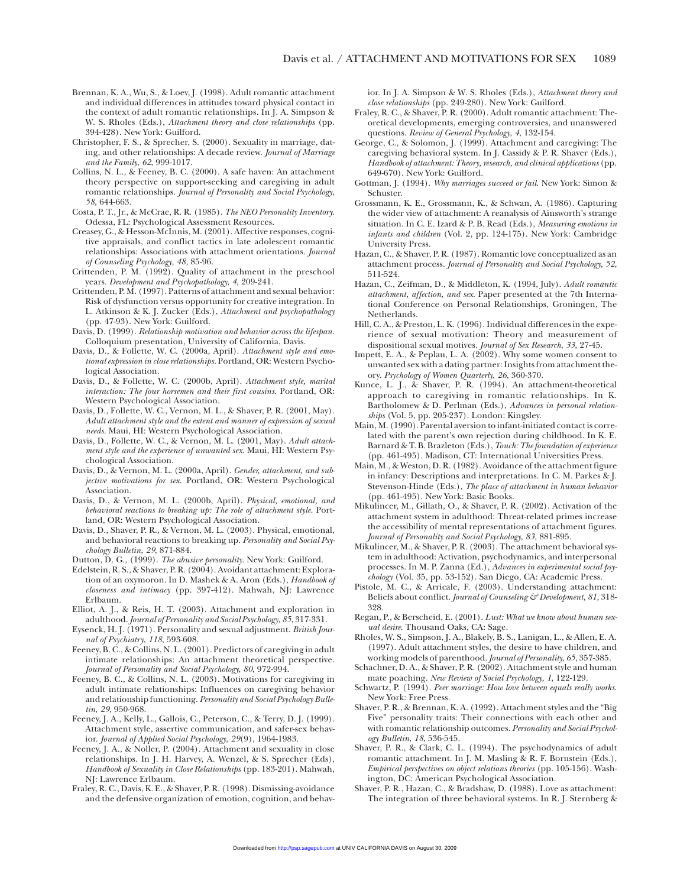Brennan, K. A., Wu, S., & Loev, J. (1998). Adult romantic attachment and individual differences in attitudes toward physical contact in the context of adult romantic relationships. In J. A. Simpson & W. S. Rholes (Eds.), *Attachment theory and close relationships* (pp. 394-428). New York: Guilford.

Christopher, F. S., & Sprecher, S. (2000). Sexuality in marriage, dating, and other relationships: A decade review. *Journal of Marriage and the Family*, *62*, 999-1017.

Collins, N. L., & Feeney, B. C. (2000). A safe haven: An attachment theory perspective on support-seeking and caregiving in adult romantic relationships. *Journal of Personality and Social Psychology*, *58*, 644-663.

Costa, P. T., Jr., & McCrae, R. R. (1985). *The NEO Personality Inventory*. Odessa, FL: Psychological Assessment Resources.

Creasey, G., & Hesson-McInnis, M. (2001). Affective responses, cognitive appraisals, and conflict tactics in late adolescent romantic relationships: Associations with attachment orientations. *Journal of Counseling Psychology, 48*, 85-96.

Crittenden, P. M. (1992). Quality of attachment in the preschool years. *Development and Psychopathology*, *4*, 209-241.

Crittenden, P. M. (1997). Patterns of attachment and sexual behavior: Risk of dysfunction versus opportunity for creative integration. In L. Atkinson & K. J. Zucker (Eds.), *Attachment and psychopathology* (pp. 47-93). New York: Guilford.

Davis, D. (1999). *Relationship motivation and behavior across the lifespan*. Colloquium presentation, University of California, Davis.

Davis, D., & Follette, W. C. (2000a, April). *Attachment style and emotional expression in close relationships*. Portland, OR: Western Psychological Association.

Davis, D., & Follette, W. C. (2000b, April). *Attachment style, marital interaction: The four horsemen and their first cousins*. Portland, OR: Western Psychological Association.

Davis, D., Follette, W. C., Vernon, M. L., & Shaver, P. R. (2001, May). *Adult attachment style and the extent and manner of expression of sexual needs*. Maui, HI: Western Psychological Association.

Davis, D., Follette, W. C., & Vernon, M. L. (2001, May). *Adult attachment style and the experience of unwanted sex*. Maui, HI: Western Psychological Association.

Davis, D., & Vernon, M. L. (2000a, April). *Gender, attachment, and subjective motivations for sex*. Portland, OR: Western Psychological Association.

Davis, D., & Vernon, M. L. (2000b, April). *Physical, emotional, and behavioral reactions to breaking up: The role of attachment style*. Portland, OR: Western Psychological Association.

Davis, D., Shaver, P. R., & Vernon, M. L. (2003). Physical, emotional, and behavioral reactions to breaking up. *Personality and Social Psychology Bulletin*, *29*, 871-884.

Dutton, D. G., (1999). *The abusive personality*. New York: Guilford.

Edelstein, R. S., & Shaver, P. R. (2004). Avoidant attachment: Exploration of an oxymoron. In D. Mashek & A. Aron (Eds.), *Handbook of closeness and intimacy* (pp. 397-412). Mahwah, NJ: Lawrence Erlbaum.

Elliot, A. J., & Reis, H. T. (2003). Attachment and exploration in adulthood. *Journal of Personality and Social Psychology, 85*, 317-331.

Eysenck, H. J. (1971). Personality and sexual adjustment. *British Journal of Psychiatry*, *118*, 593-608.

Feeney, B. C., & Collins, N. L. (2001). Predictors of caregiving in adult intimate relationships: An attachment theoretical perspective. *Journal of Personality and Social Psychology, 80*, 972-994.

Feeney, B. C., & Collins, N. L. (2003). Motivations for caregiving in adult intimate relationships: Influences on caregiving behavior and relationship functioning. *Personality and Social Psychology Bulletin*, *29*, 950-968.

Feeney, J. A., Kelly, L., Gallois, C., Peterson, C., & Terry, D. J. (1999). Attachment style, assertive communication, and safer-sex behavior. *Journal of Applied Social Psychology*, *29*(9), 1964-1983.

Feeney, J. A., & Noller, P. (2004). Attachment and sexuality in close relationships. In J. H. Harvey, A. Wenzel, & S. Sprecher (Eds), *Handbook of Sexuality in Close Relationships* (pp. 183-201). Mahwah, NJ: Lawrence Erlbaum.

Fraley, R. C., Davis, K. E., & Shaver, P. R. (1998). Dismissing-avoidance and the defensive organization of emotion, cognition, and behavior. In J. A. Simpson & W. S. Rholes (Eds.), *Attachment theory and close relationships* (pp. 249-280). New York: Guilford.

Fraley, R. C., & Shaver, P. R. (2000). Adult romantic attachment: Theoretical developments, emerging controversies, and unanswered questions. *Review of General Psychology*, *4*, 132-154.

George, C., & Solomon, J. (1999). Attachment and caregiving: The caregiving behavioral system. In J. Cassidy & P. R. Shaver (Eds.), *Handbook of attachment: Theory, research, and clinical applications* (pp. 649-670). New York: Guilford.

Gottman, J. (1994). *Why marriages succeed or fail*. New York: Simon & Schuster.

Grossmann, K. E., Grossmann, K., & Schwan, A. (1986). Capturing the wider view of attachment: A reanalysis of Ainsworth's strange situation. In C. E. Izard & P. B. Read (Eds.), *Measuring emotions in infants and children* (Vol. 2, pp. 124-175). New York: Cambridge University Press.

Hazan, C., & Shaver, P. R. (1987). Romantic love conceptualized as an attachment process. *Journal of Personality and Social Psychology*, *52*, 511-524.

Hazan, C., Zeifman, D., & Middleton, K. (1994, July). *Adult romantic attachment, affection, and sex*. Paper presented at the 7th International Conference on Personal Relationships, Groningen, The Netherlands.

Hill, C. A., & Preston, L. K. (1996). Individual differences in the experience of sexual motivation: Theory and measurement of dispositional sexual motives. *Journal of Sex Research*, *33*, 27-45.

Impett, E. A., & Peplau, L. A. (2002). Why some women consent to unwanted sex with a dating partner: Insights from attachment theory. *Psychology of Women Quarterly*, *26*, 360-370.

Kunce, L. J., & Shaver, P. R. (1994). An attachment-theoretical approach to caregiving in romantic relationships. In K. Bartholomew & D. Perlman (Eds.), *Advances in personal relationships* (Vol. 5, pp. 205-237). London: Kingsley.

Main, M. (1990). Parental aversion to infant-initiated contact is correlated with the parent's own rejection during childhood. In K. E. Barnard & T. B. Brazleton (Eds.), *Touch: The foundation of experience* (pp. 461-495). Madison, CT: International Universities Press.

Main, M., & Weston, D. R. (1982). Avoidance of the attachment figure in infancy: Descriptions and interpretations. In C. M. Parkes & J. Stevenson-Hinde (Eds.), *The place of attachment in human behavior* (pp. 461-495). New York: Basic Books.

Mikulincer, M., Gillath, O., & Shaver, P. R. (2002). Activation of the attachment system in adulthood: Threat-related primes increase the accessibility of mental representations of attachment figures. *Journal of Personality and Social Psychology*, *83*, 881-895.

Mikulincer, M., & Shaver, P. R. (2003). The attachment behavioral system in adulthood: Activation, psychodynamics, and interpersonal processes. In M. P. Zanna (Ed.), *Advances in experimental social psychology* (Vol. 35, pp. 53-152). San Diego, CA: Academic Press.

Pistole, M. C., & Arricale, F. (2003). Understanding attachment: Beliefs about conflict. *Journal of Counseling & Development, 81,* 318-328.

Regan, P., & Berscheid, E. (2001). *Lust: What we know about human sexual desire*. Thousand Oaks, CA: Sage.

Rholes, W. S., Simpson, J. A., Blakely, B. S., Lanigan, L., & Allen, E. A. (1997). Adult attachment styles, the desire to have children, and working models of parenthood. *Journal of Personality*, *65*, 357-385.

Schachner, D. A., & Shaver, P. R. (2002). Attachment style and human mate poaching. *New Review of Social Psychology, 1*, 122-129.

Schwartz, P. (1994). *Peer marriage: How love between equals really works*. New York: Free Press.

Shaver, P. R., & Brennan, K. A. (1992). Attachment styles and the "Big Five" personality traits: Their connections with each other and with romantic relationship outcomes. *Personality and Social Psychology Bulletin*, *18*, 536-545.

Shaver, P. R., & Clark, C. L. (1994). The psychodynamics of adult romantic attachment. In J. M. Masling & R. F. Bornstein (Eds.), *Empirical perspectives on object relations theories* (pp. 105-156). Washington, DC: American Psychological Association.

Shaver, P. R., Hazan, C., & Bradshaw, D. (1988). Love as attachment: The integration of three behavioral systems. In R. J. Sternberg &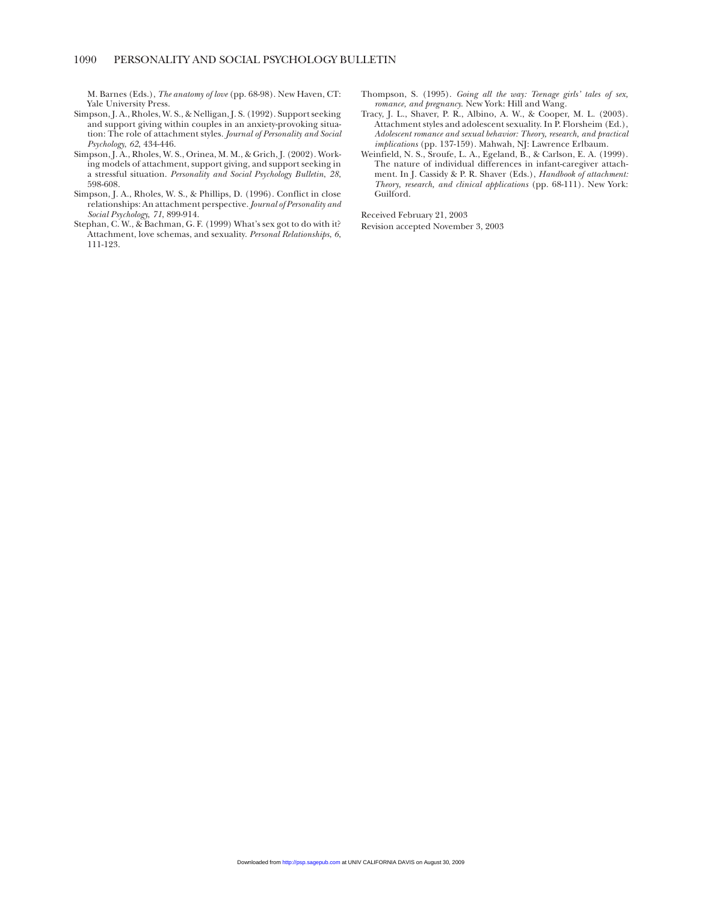M. Barnes (Eds.), *The anatomy of love* (pp. 68-98). New Haven, CT: Yale University Press.

Simpson, J. A., Rholes, W. S., & Nelligan, J. S. (1992). Support seeking and support giving within couples in an anxiety-provoking situation: The role of attachment styles. *Journal of Personality and Social Psychology, 62*, 434-446.

Simpson, J. A., Rholes, W. S., Orinea, M. M., & Grich, J. (2002). Working models of attachment, support giving, and support seeking in a stressful situation. *Personality and Social Psychology Bulletin, 28*, 598-608.

Simpson, J. A., Rholes, W. S., & Phillips, D. (1996). Conflict in close relationships: An attachment perspective. *Journal of Personality and Social Psychology, 71*, 899-914.

Stephan, C. W., & Bachman, G. F. (1999) What's sex got to do with it? Attachment, love schemas, and sexuality. *Personal Relationships, 6*, 111-123.

Thompson, S. (1995). *Going all the way: Teenage girls' tales of sex, romance, and pregnancy.* New York: Hill and Wang.

Tracy, J. L., Shaver, P. R., Albino, A. W., & Cooper, M. L. (2003). Attachment styles and adolescent sexuality. In P. Florsheim (Ed.), *Adolescent romance and sexual behavior: Theory, research, and practical implications* (pp. 137-159). Mahwah, NJ: Lawrence Erlbaum.

Weinfield, N. S., Sroufe, L. A., Egeland, B., & Carlson, E. A. (1999). The nature of individual differences in infant-caregiver attachment. In J. Cassidy & P. R. Shaver (Eds.), *Handbook of attachment: Theory, research, and clinical applications* (pp. 68-111). New York: Guilford.

Received February 21, 2003

Revision accepted November 3, 2003